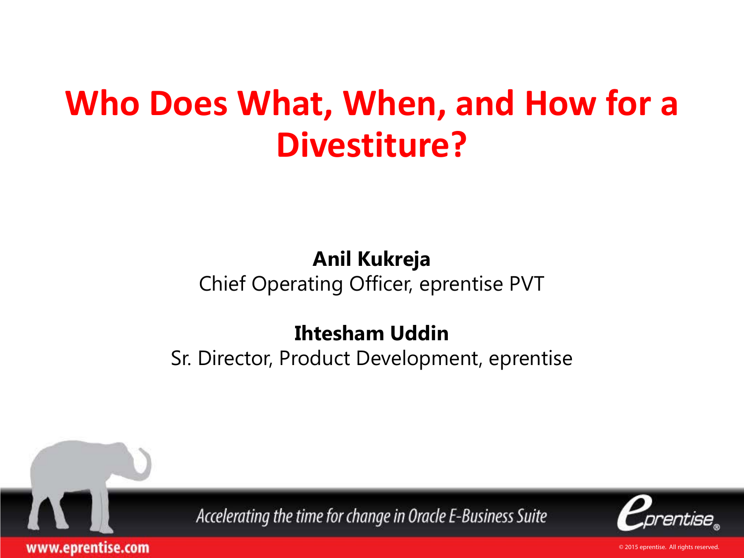# Who Does What, When, and How for a Divestiture?

**Anil Kukreja**
Chief Operating Officer, eprentise PVT

**Ihtesham Uddin**
Sr. Director, Product Development, eprentise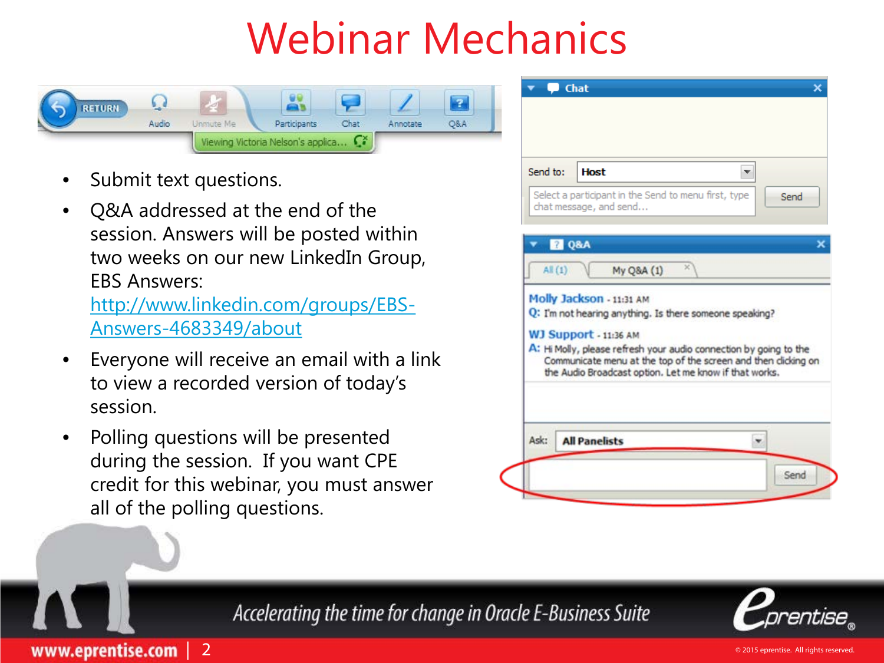# Webinar Mechanics

- Submit text questions.
- Q&A addressed at the end of the session. Answers will be posted within two weeks on our new LinkedIn Group, EBS Answers: http://www.linkedin.com/groups/EBS-Answers-4683349/about
- Everyone will receive an email with a link to view a recorded version of today's session.
- Polling questions will be presented during the session. If you want CPE credit for this webinar, you must answer all of the polling questions.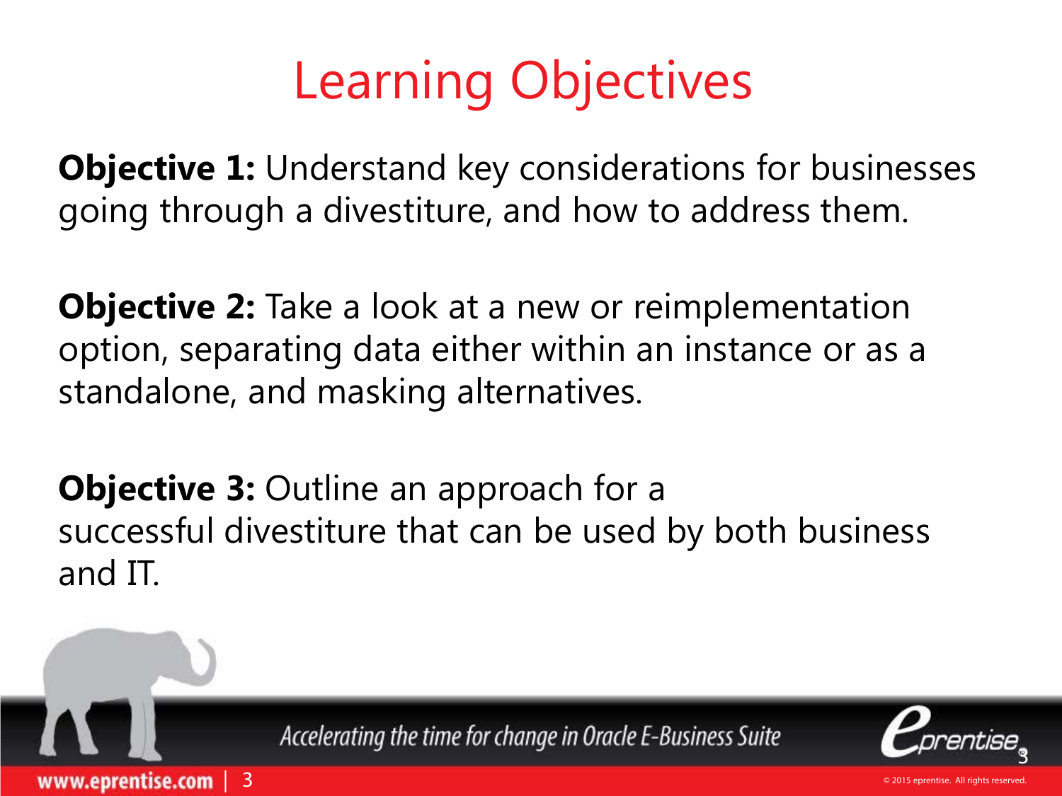# Learning Objectives

**Objective 1:** Understand key considerations for businesses going through a divestiture, and how to address them.

**Objective 2:** Take a look at a new or reimplementation option, separating data either within an instance or as a standalone, and masking alternatives.

**Objective 3:** Outline an approach for a successful divestiture that can be used by both business and IT.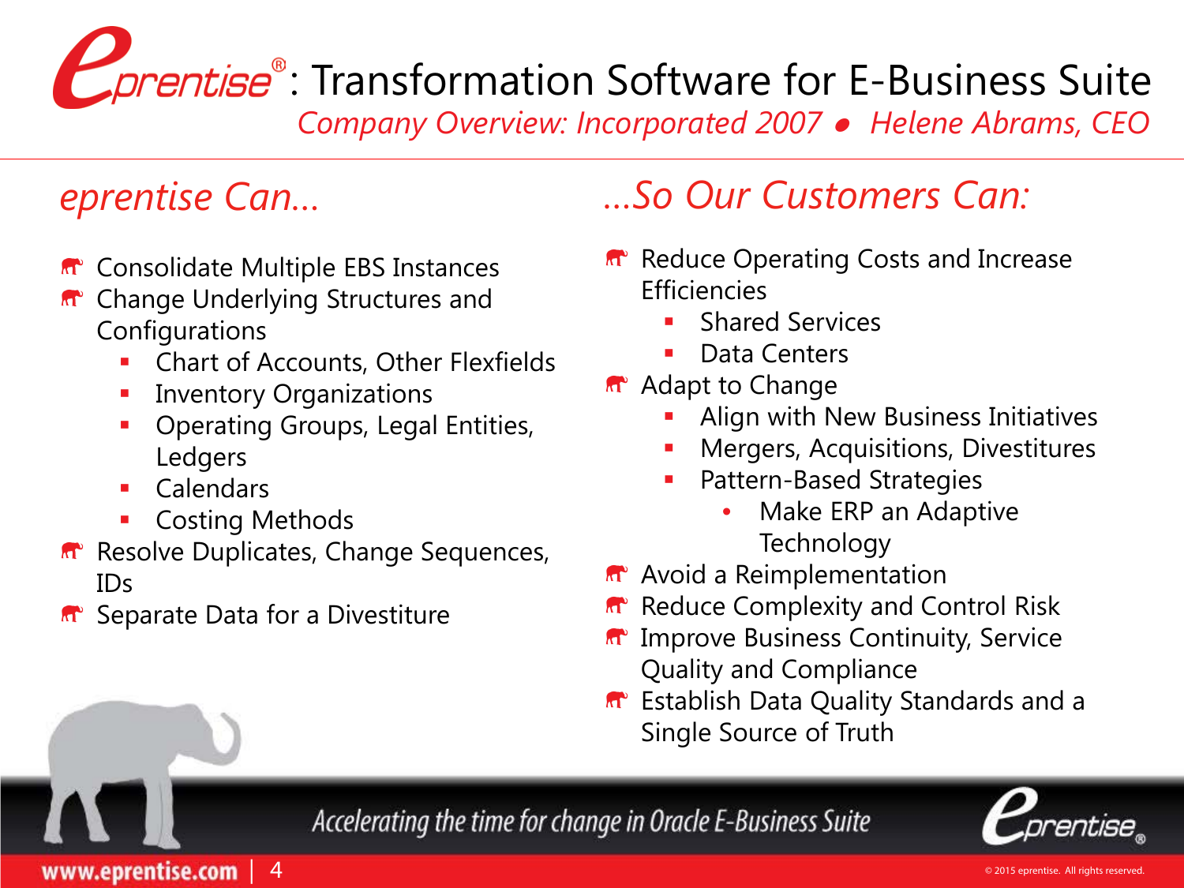# eprentise®: Transformation Software for E-Business Suite

*Company Overview: Incorporated 2007 • Helene Abrams, CEO*

## *eprentise Can…*

- Consolidate Multiple EBS Instances
- Change Underlying Structures and Configurations
  - Chart of Accounts, Other Flexfields
  - Inventory Organizations
  - Operating Groups, Legal Entities, Ledgers
  - Calendars
  - Costing Methods
- Resolve Duplicates, Change Sequences, IDs
- Separate Data for a Divestiture

## *…So Our Customers Can:*

- Reduce Operating Costs and Increase Efficiencies
  - Shared Services
  - Data Centers
- Adapt to Change
  - Align with New Business Initiatives
  - Mergers, Acquisitions, Divestitures
  - Pattern-Based Strategies
    - Make ERP an Adaptive Technology
- Avoid a Reimplementation
- Reduce Complexity and Control Risk
- Improve Business Continuity, Service Quality and Compliance
- Establish Data Quality Standards and a Single Source of Truth

*Accelerating the time for change in Oracle E-Business Suite*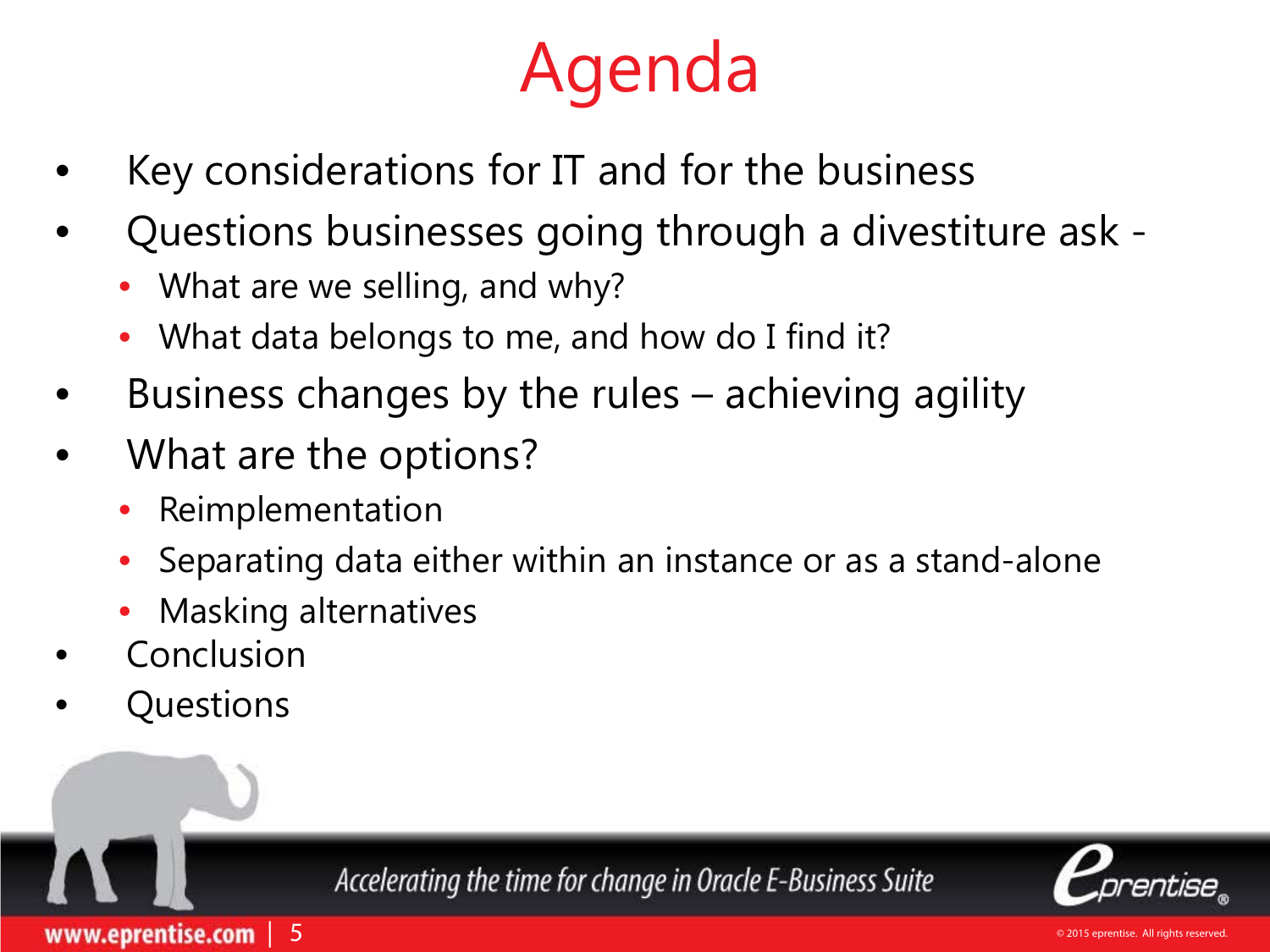# Agenda

- Key considerations for IT and for the business
- Questions businesses going through a divestiture ask -
  - What are we selling, and why?
  - What data belongs to me, and how do I find it?
- Business changes by the rules – achieving agility
- What are the options?
  - Reimplementation
  - Separating data either within an instance or as a stand-alone
  - Masking alternatives
- Conclusion
- Questions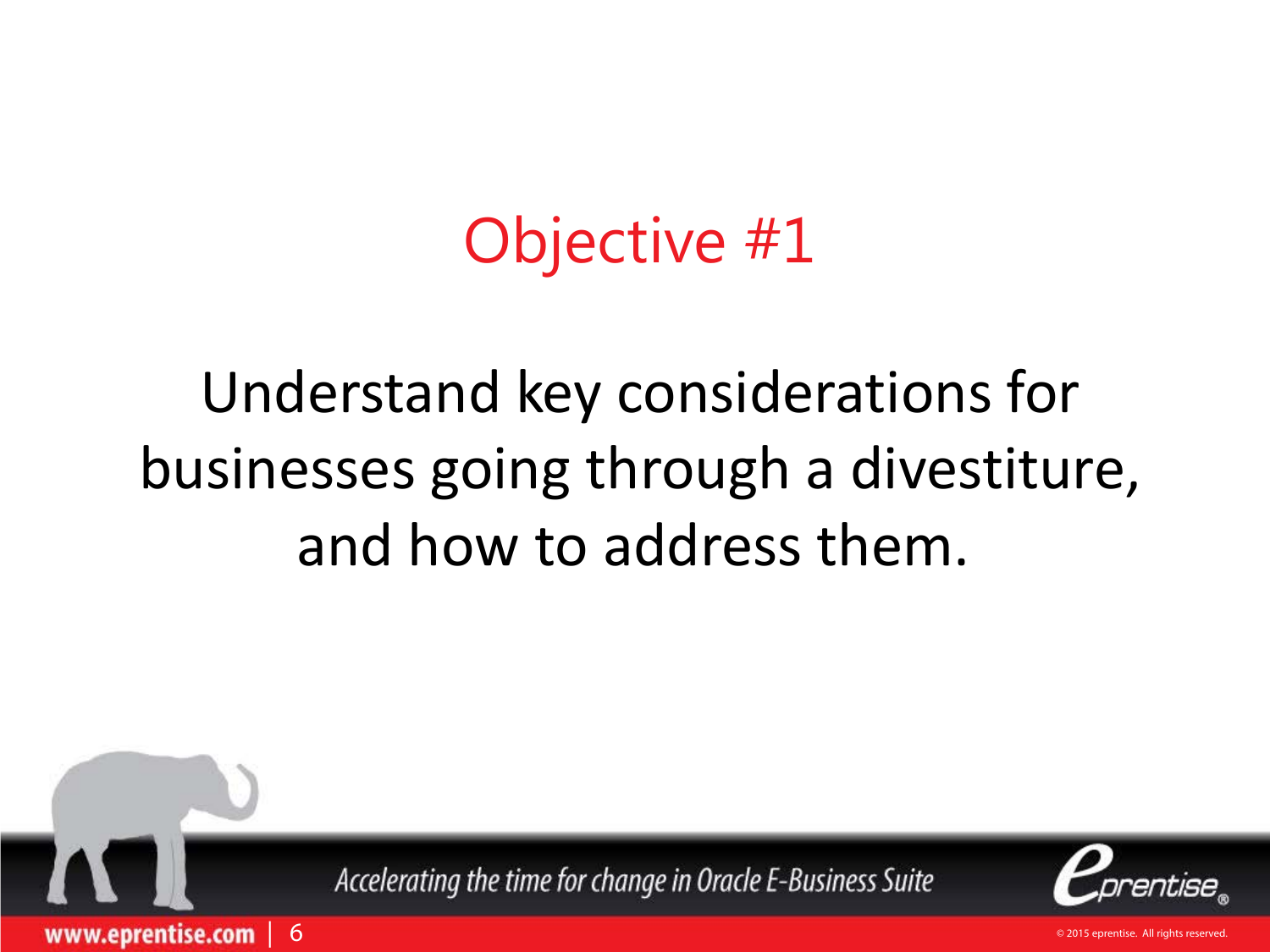# Objective #1

Understand key considerations for businesses going through a divestiture, and how to address them.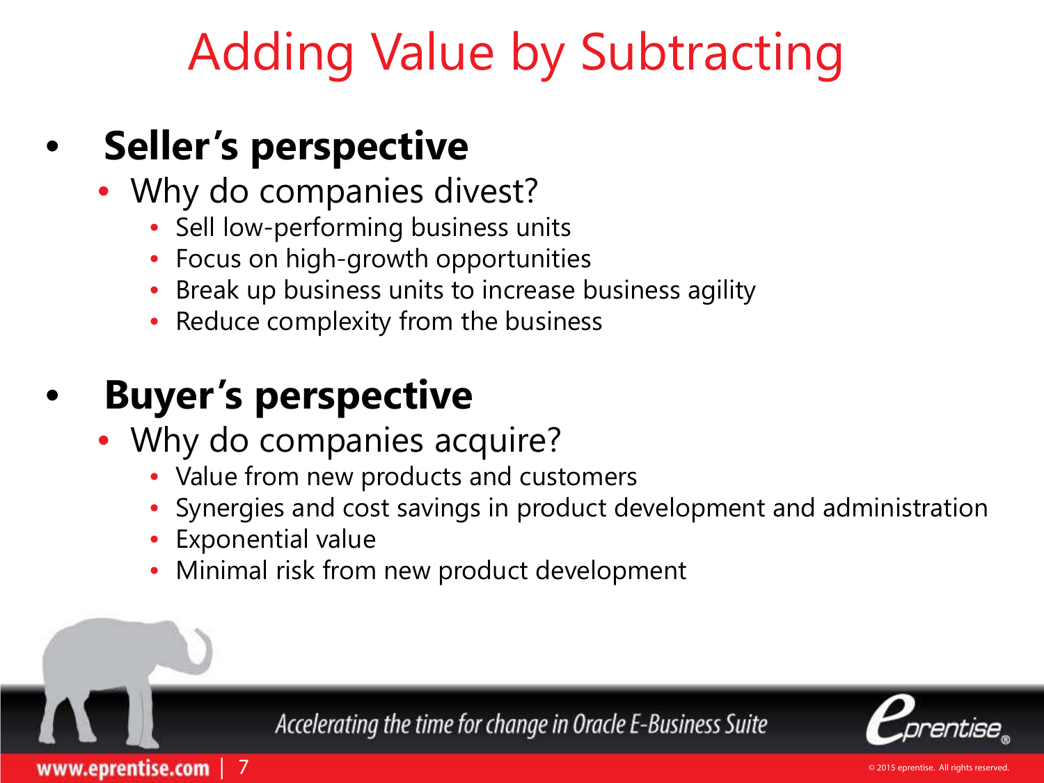# Adding Value by Subtracting

- **Seller's perspective**
  - Why do companies divest?
    - Sell low-performing business units
    - Focus on high-growth opportunities
    - Break up business units to increase business agility
    - Reduce complexity from the business

- **Buyer's perspective**
  - Why do companies acquire?
    - Value from new products and customers
    - Synergies and cost savings in product development and administration
    - Exponential value
    - Minimal risk from new product development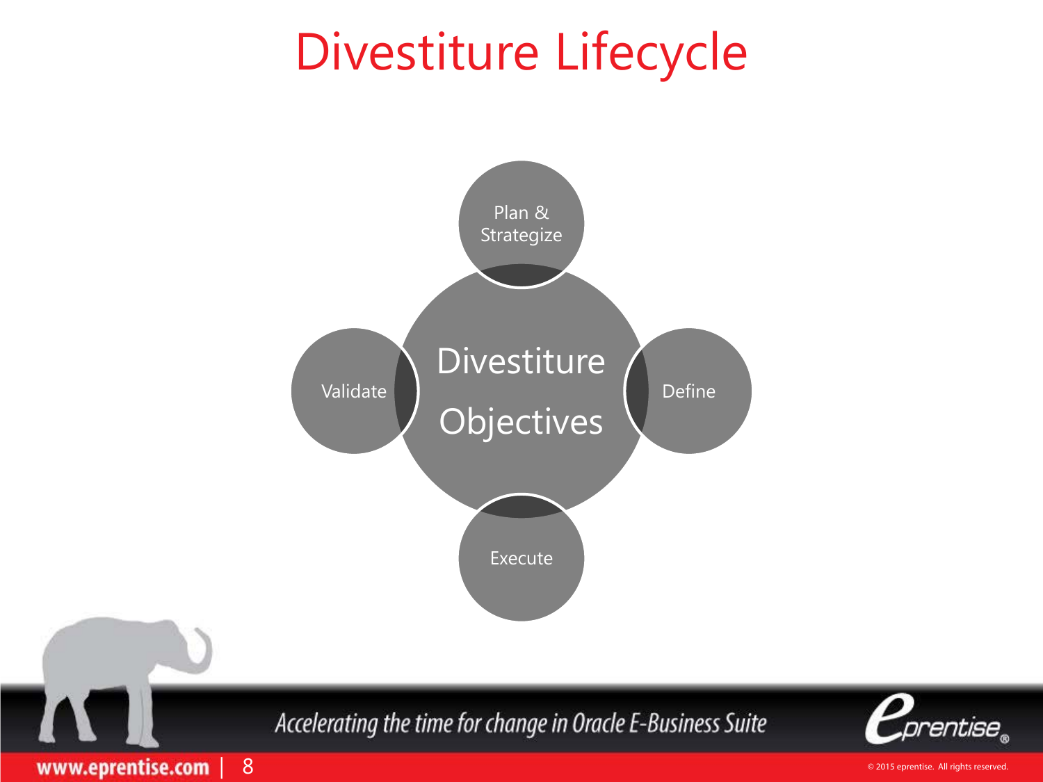# Divestiture Lifecycle

Divestiture Objectives

- Plan & Strategize
- Define
- Execute
- Validate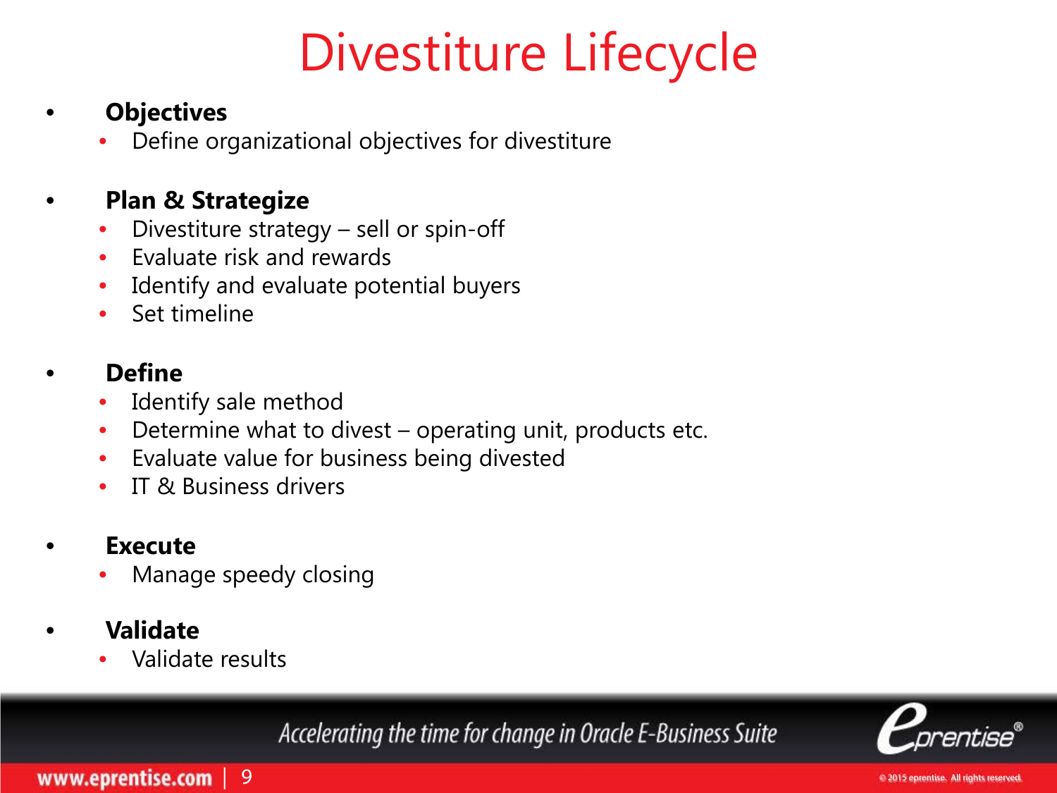# Divestiture Lifecycle

- **Objectives**
  - Define organizational objectives for divestiture
- **Plan & Strategize**
  - Divestiture strategy – sell or spin-off
  - Evaluate risk and rewards
  - Identify and evaluate potential buyers
  - Set timeline
- **Define**
  - Identify sale method
  - Determine what to divest – operating unit, products etc.
  - Evaluate value for business being divested
  - IT & Business drivers
- **Execute**
  - Manage speedy closing
- **Validate**
  - Validate results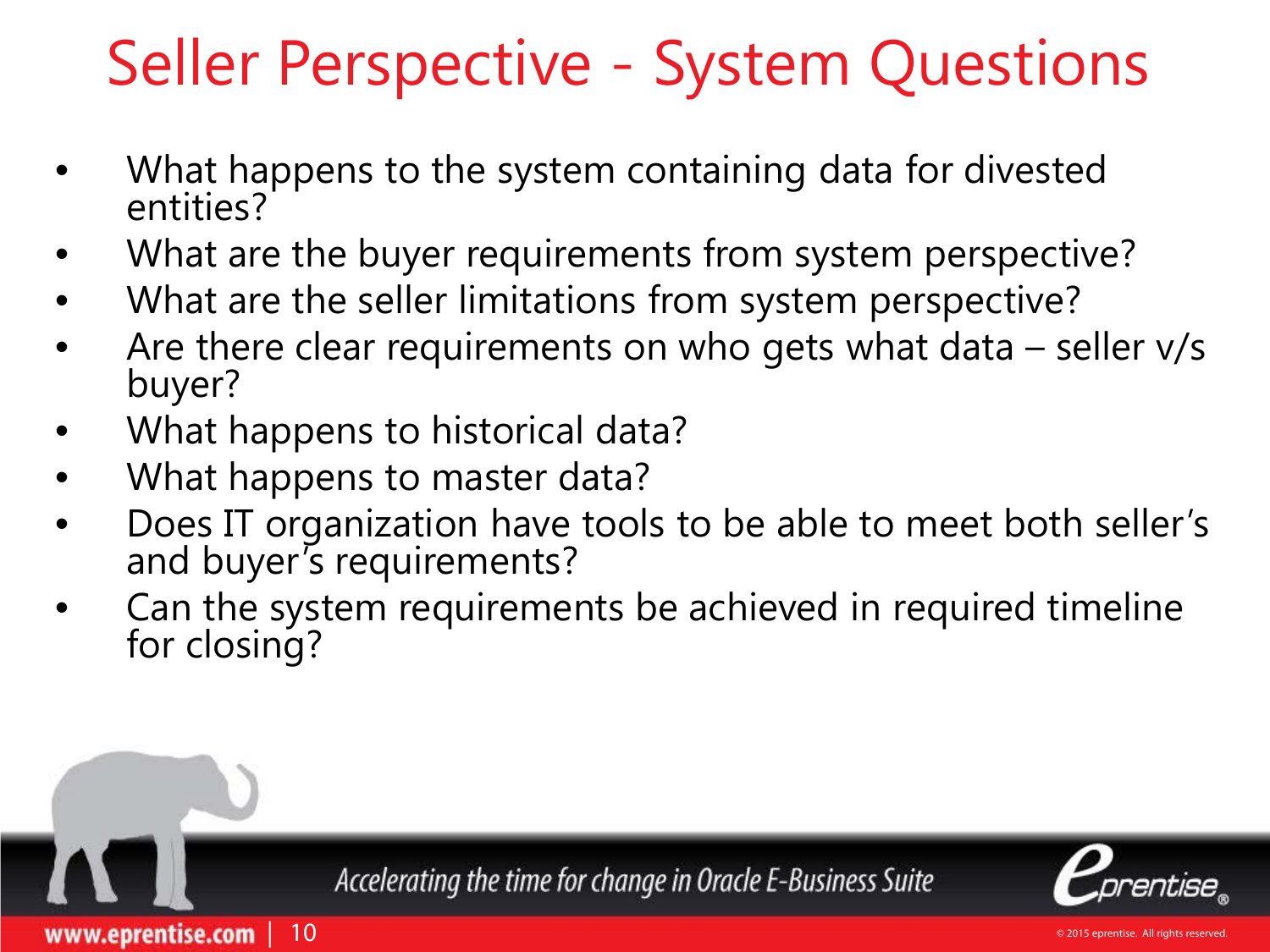# Seller Perspective - System Questions

- What happens to the system containing data for divested entities?
- What are the buyer requirements from system perspective?
- What are the seller limitations from system perspective?
- Are there clear requirements on who gets what data – seller v/s buyer?
- What happens to historical data?
- What happens to master data?
- Does IT organization have tools to be able to meet both seller's and buyer's requirements?
- Can the system requirements be achieved in required timeline for closing?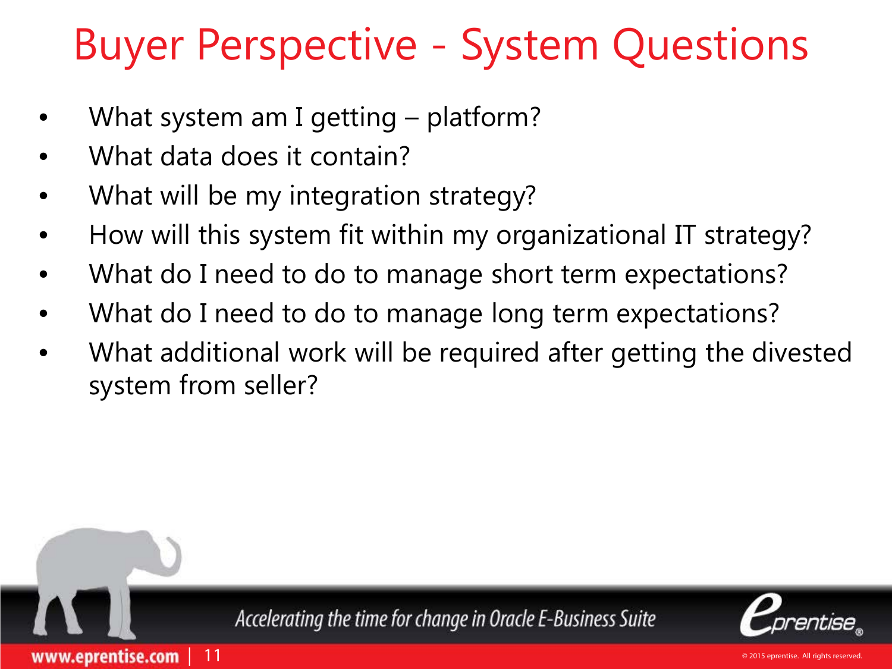# Buyer Perspective - System Questions

- What system am I getting – platform?
- What data does it contain?
- What will be my integration strategy?
- How will this system fit within my organizational IT strategy?
- What do I need to do to manage short term expectations?
- What do I need to do to manage long term expectations?
- What additional work will be required after getting the divested system from seller?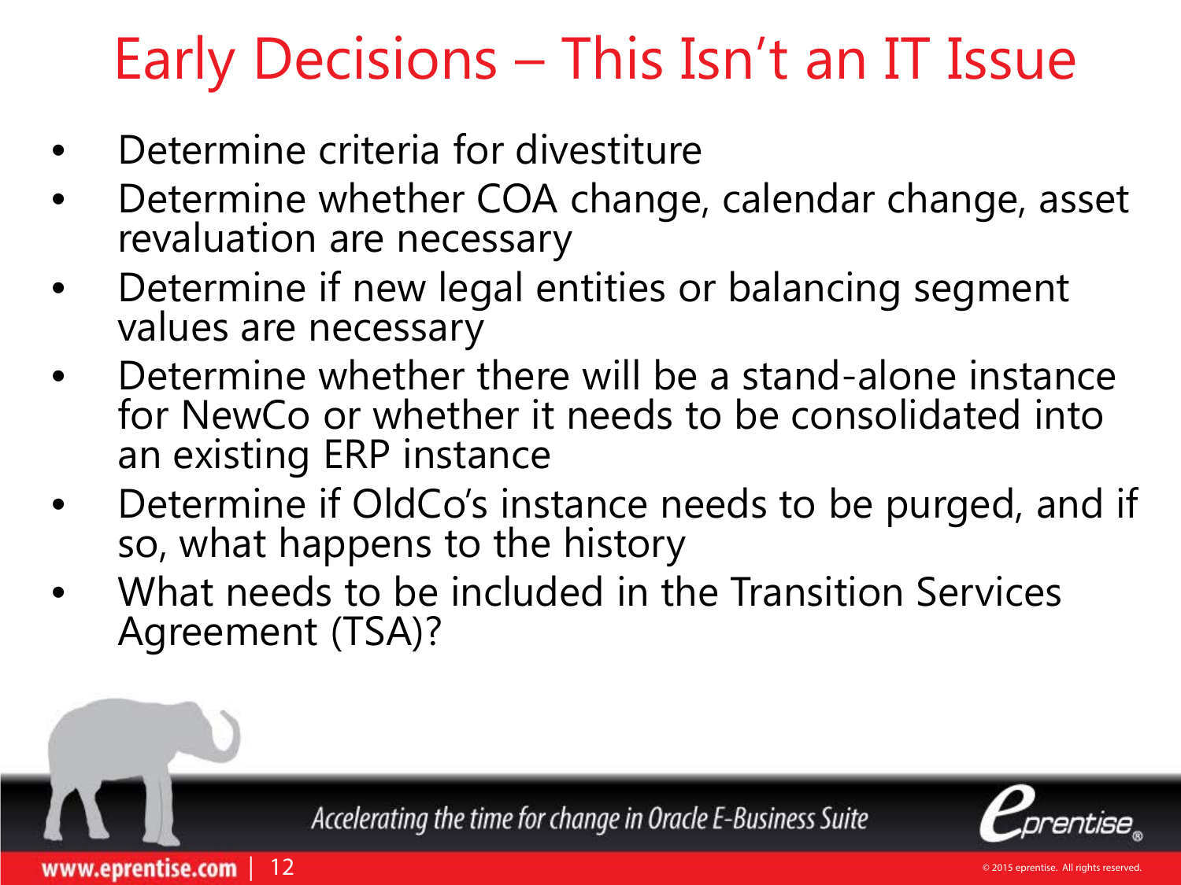# Early Decisions – This Isn't an IT Issue

- Determine criteria for divestiture
- Determine whether COA change, calendar change, asset revaluation are necessary
- Determine if new legal entities or balancing segment values are necessary
- Determine whether there will be a stand-alone instance for NewCo or whether it needs to be consolidated into an existing ERP instance
- Determine if OldCo's instance needs to be purged, and if so, what happens to the history
- What needs to be included in the Transition Services Agreement (TSA)?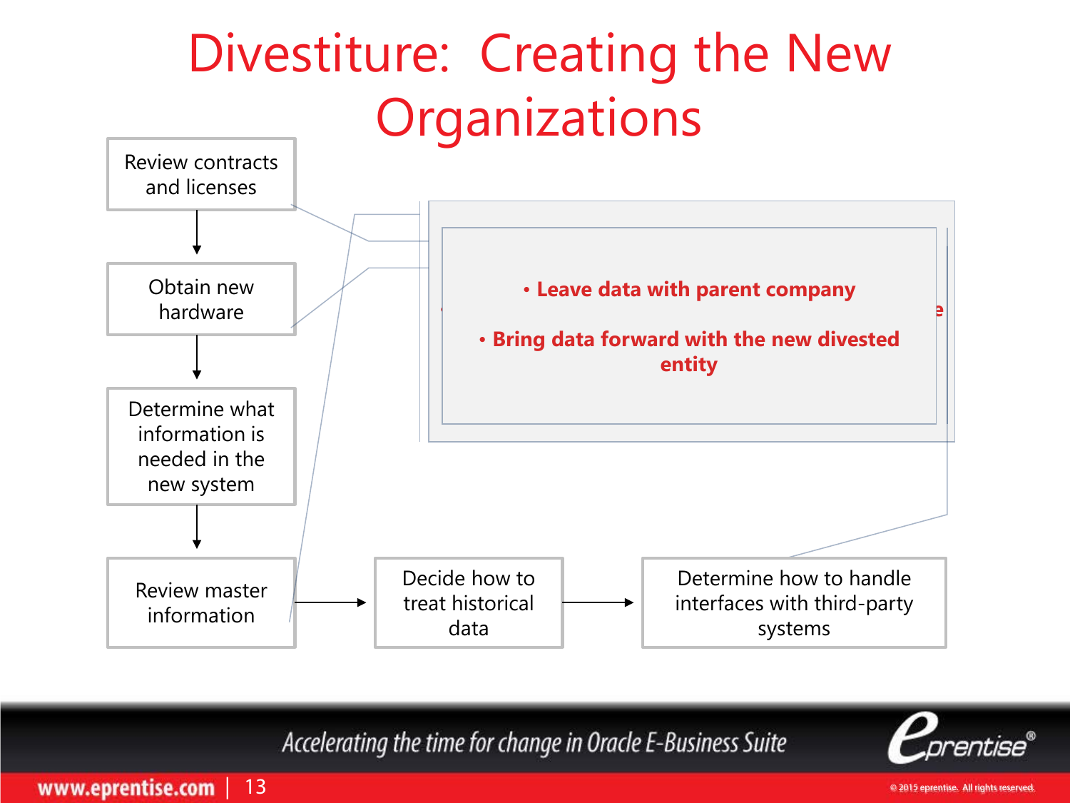# Divestiture: Creating the New Organizations

- Review contracts and licenses
- Obtain new hardware
- Determine what information is needed in the new system
- Review master information
- Decide how to treat historical data
- Determine how to handle interfaces with third-party systems

**• Leave data with parent company**

**• Bring data forward with the new divested entity**

Accelerating the time for change in Oracle E-Business Suite

www.eprentise.com

© 2015 eprentise. All rights reserved.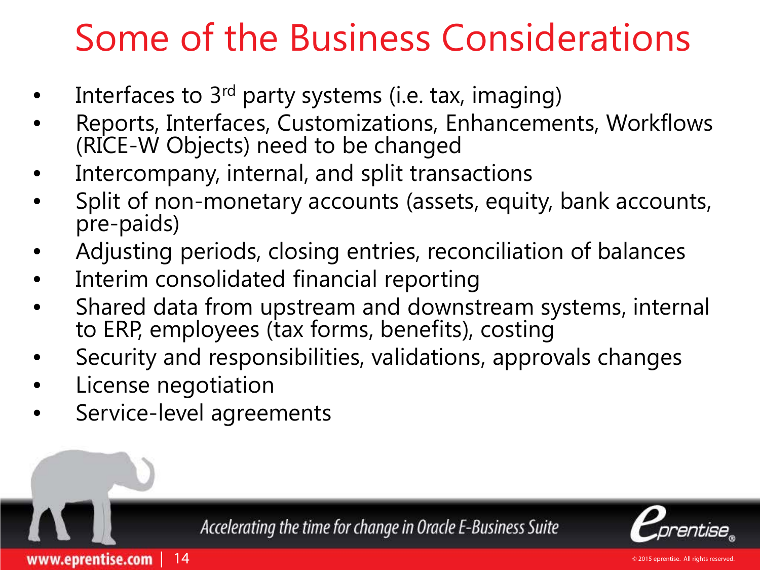# Some of the Business Considerations

- Interfaces to 3rd party systems (i.e. tax, imaging)
- Reports, Interfaces, Customizations, Enhancements, Workflows (RICE-W Objects) need to be changed
- Intercompany, internal, and split transactions
- Split of non-monetary accounts (assets, equity, bank accounts, pre-paids)
- Adjusting periods, closing entries, reconciliation of balances
- Interim consolidated financial reporting
- Shared data from upstream and downstream systems, internal to ERP, employees (tax forms, benefits), costing
- Security and responsibilities, validations, approvals changes
- License negotiation
- Service-level agreements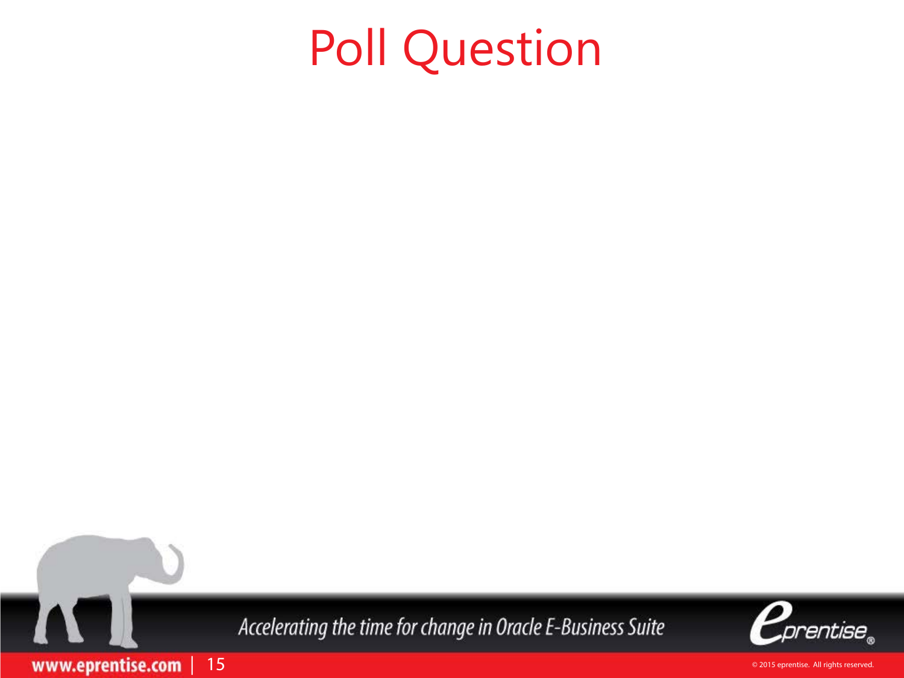# Poll Question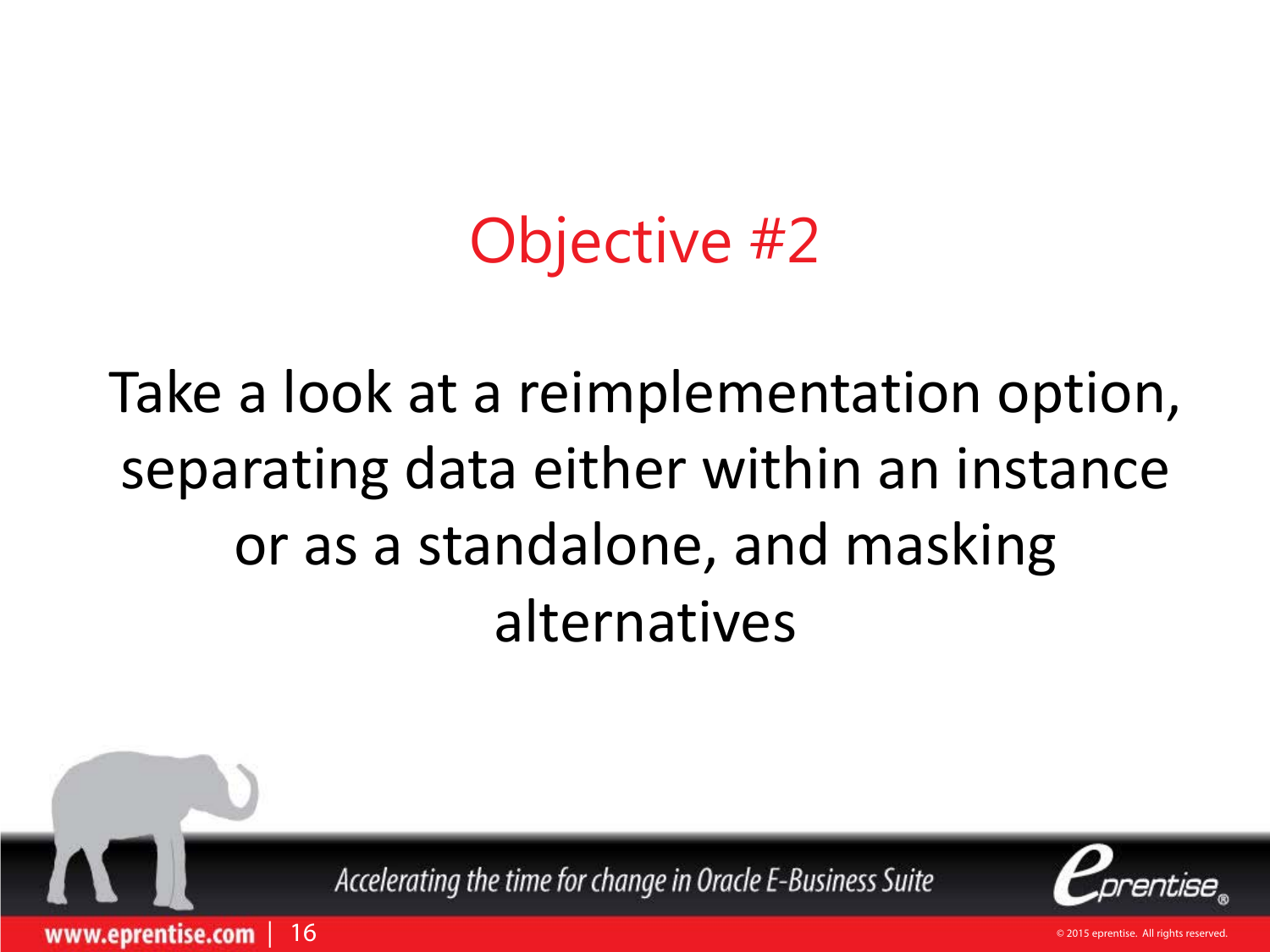# Objective #2

Take a look at a reimplementation option, separating data either within an instance or as a standalone, and masking alternatives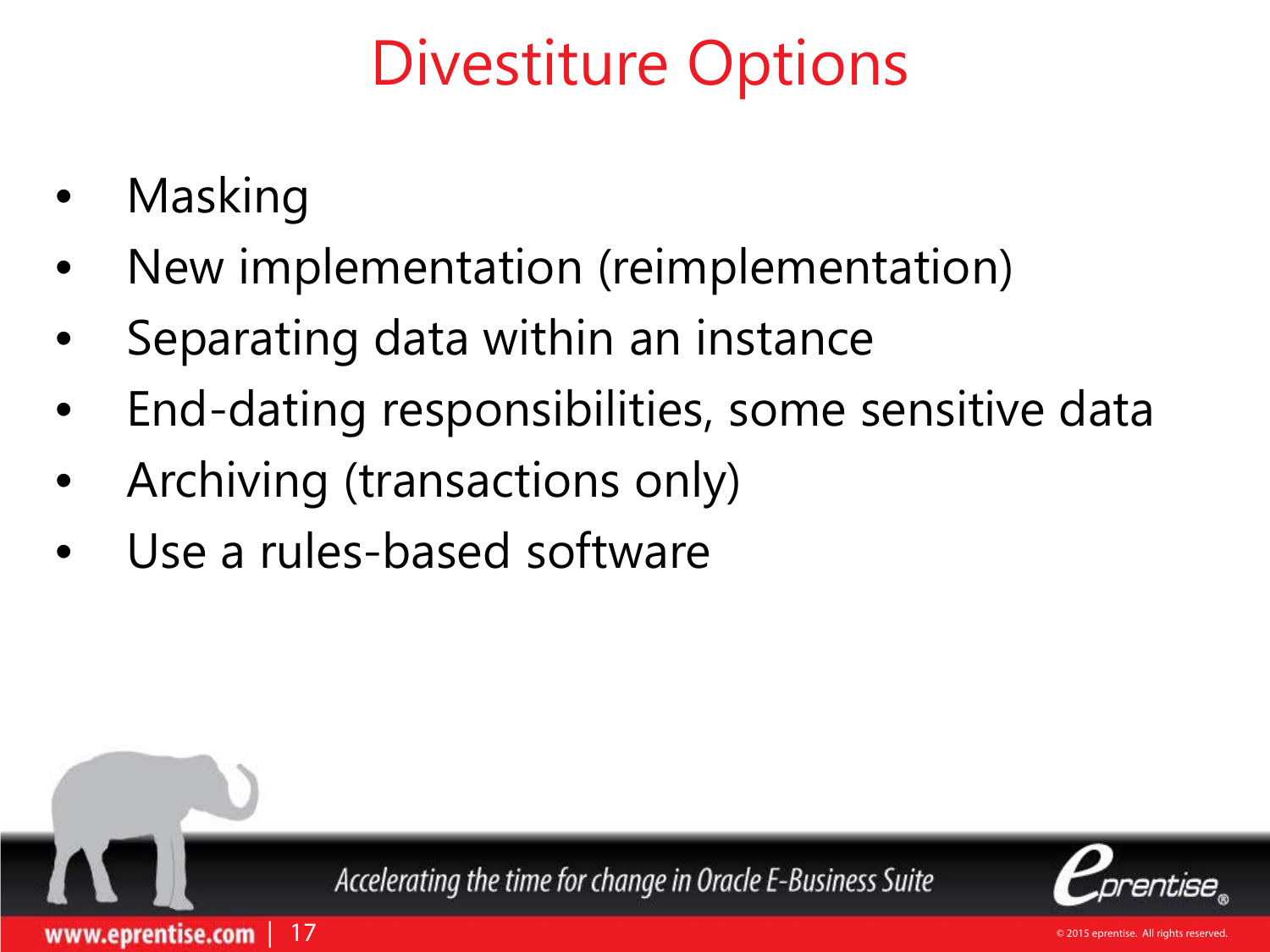# Divestiture Options

- Masking
- New implementation (reimplementation)
- Separating data within an instance
- End-dating responsibilities, some sensitive data
- Archiving (transactions only)
- Use a rules-based software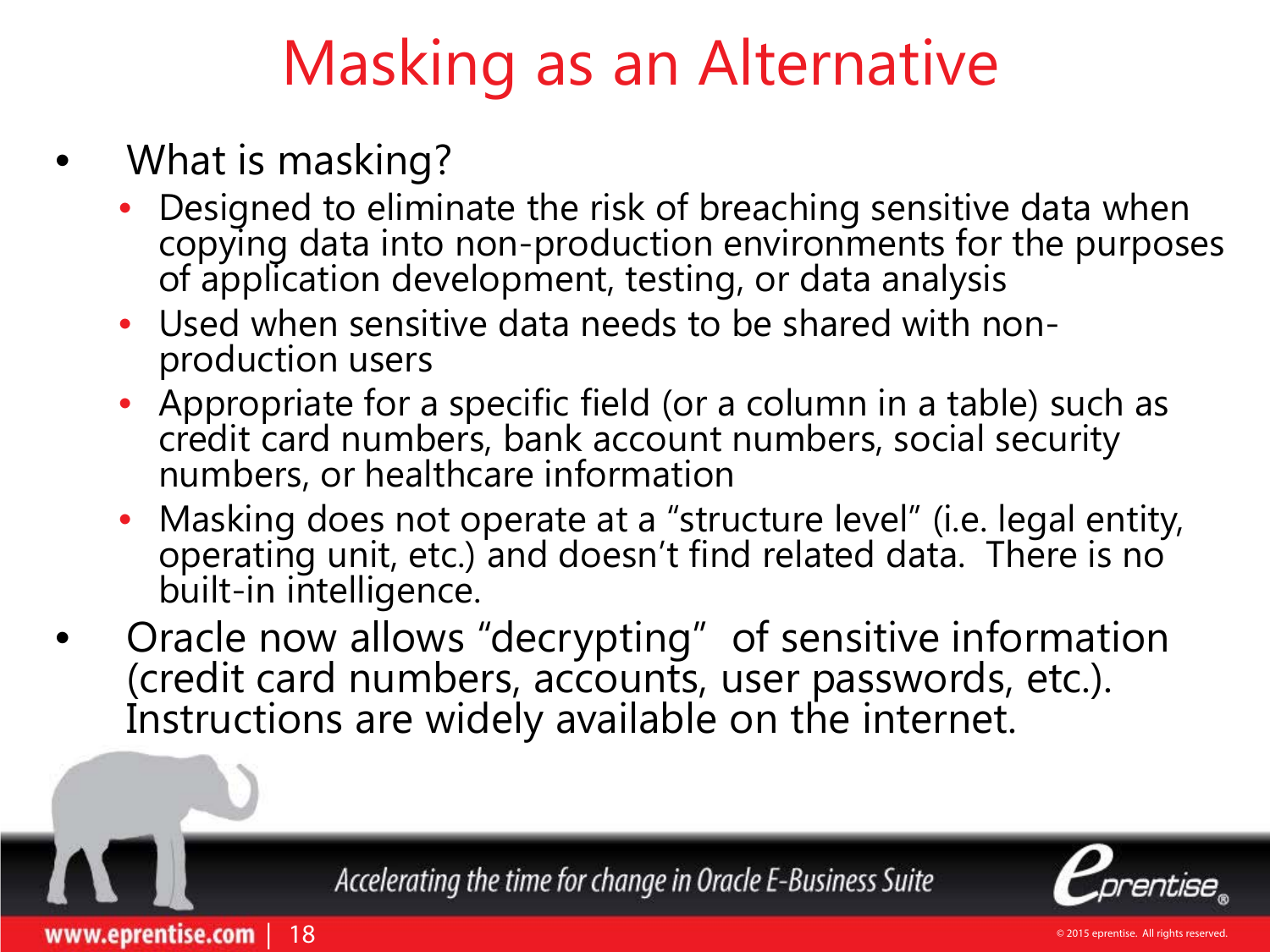# Masking as an Alternative

- What is masking?
  - Designed to eliminate the risk of breaching sensitive data when copying data into non-production environments for the purposes of application development, testing, or data analysis
  - Used when sensitive data needs to be shared with non-production users
  - Appropriate for a specific field (or a column in a table) such as credit card numbers, bank account numbers, social security numbers, or healthcare information
  - Masking does not operate at a "structure level" (i.e. legal entity, operating unit, etc.) and doesn't find related data. There is no built-in intelligence.
- Oracle now allows "decrypting" of sensitive information (credit card numbers, accounts, user passwords, etc.). Instructions are widely available on the internet.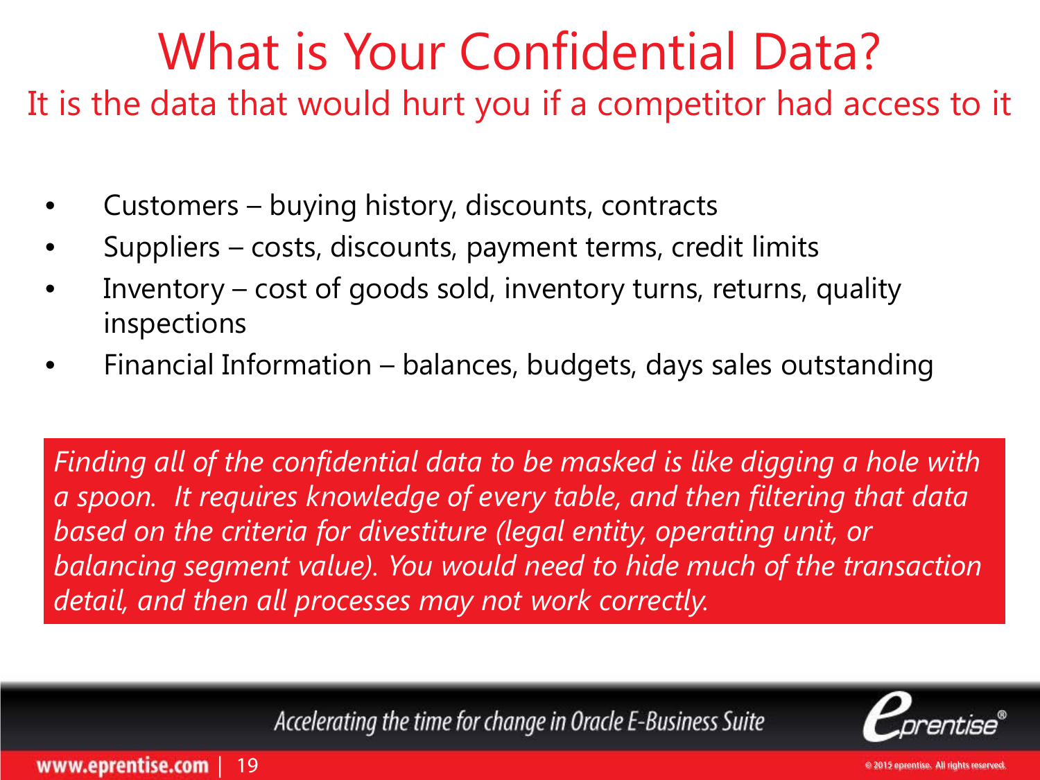# What is Your Confidential Data?

## It is the data that would hurt you if a competitor had access to it

- Customers – buying history, discounts, contracts
- Suppliers – costs, discounts, payment terms, credit limits
- Inventory – cost of goods sold, inventory turns, returns, quality inspections
- Financial Information – balances, budgets, days sales outstanding

*Finding all of the confidential data to be masked is like digging a hole with a spoon. It requires knowledge of every table, and then filtering that data based on the criteria for divestiture (legal entity, operating unit, or balancing segment value). You would need to hide much of the transaction detail, and then all processes may not work correctly.*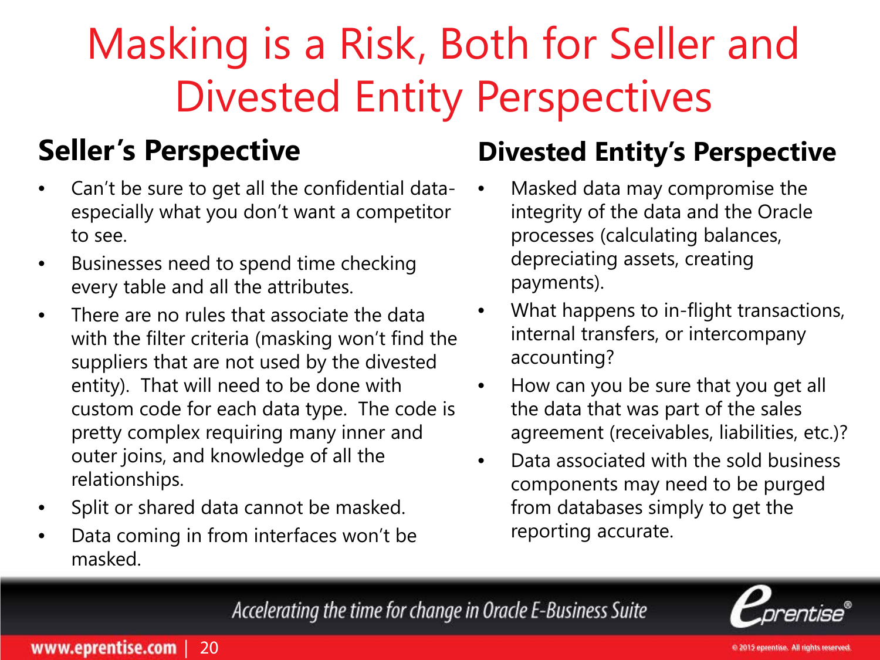# Masking is a Risk, Both for Seller and Divested Entity Perspectives

## Seller's Perspective

- Can't be sure to get all the confidential data- especially what you don't want a competitor to see.
- Businesses need to spend time checking every table and all the attributes.
- There are no rules that associate the data with the filter criteria (masking won't find the suppliers that are not used by the divested entity). That will need to be done with custom code for each data type. The code is pretty complex requiring many inner and outer joins, and knowledge of all the relationships.
- Split or shared data cannot be masked.
- Data coming in from interfaces won't be masked.

## Divested Entity's Perspective

- Masked data may compromise the integrity of the data and the Oracle processes (calculating balances, depreciating assets, creating payments).
- What happens to in-flight transactions, internal transfers, or intercompany accounting?
- How can you be sure that you get all the data that was part of the sales agreement (receivables, liabilities, etc.)?
- Data associated with the sold business components may need to be purged from databases simply to get the reporting accurate.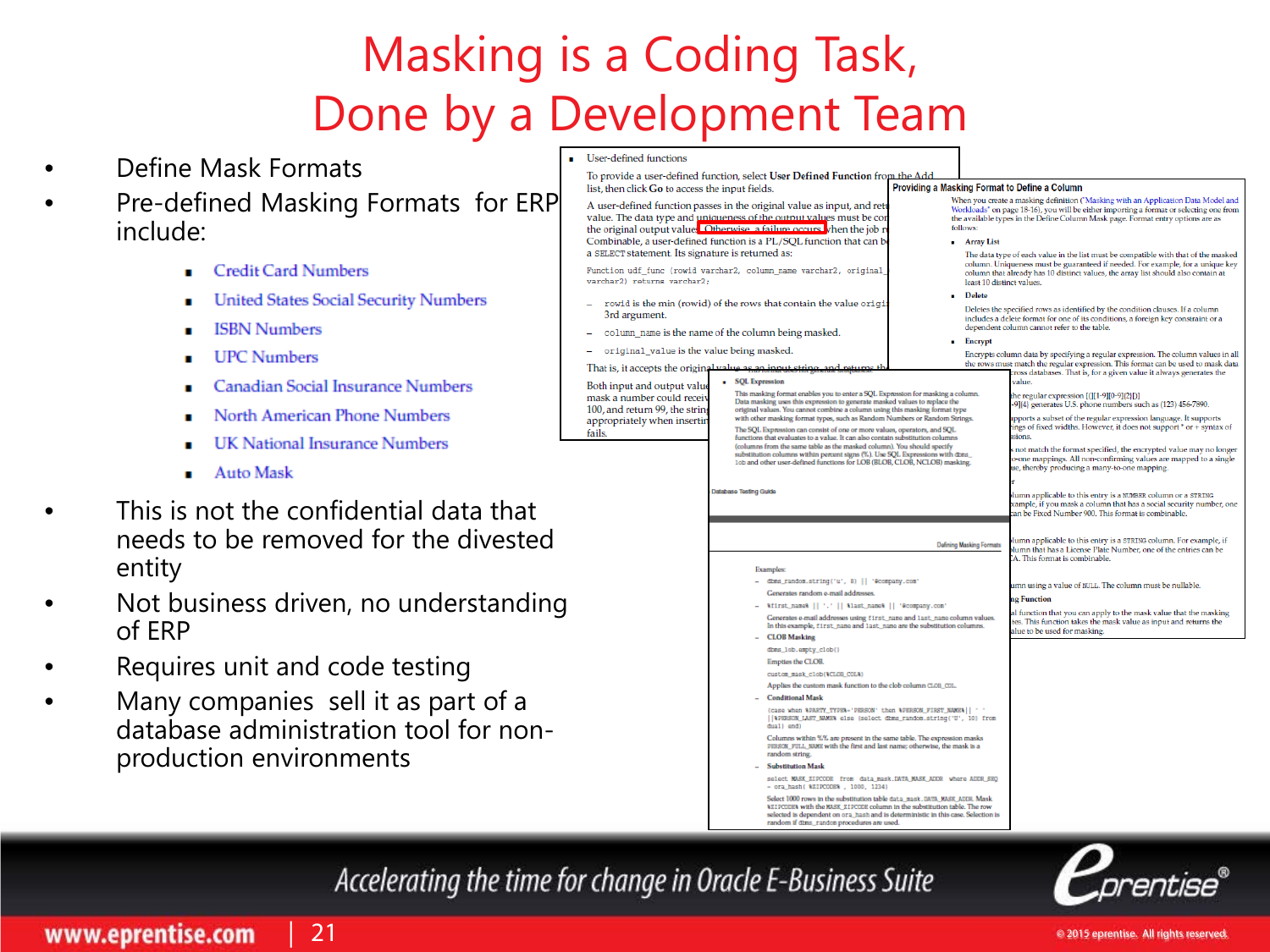# Masking is a Coding Task, Done by a Development Team

- Define Mask Formats
- Pre-defined Masking Formats for ERP include:
  - Credit Card Numbers
  - United States Social Security Numbers
  - ISBN Numbers
  - UPC Numbers
  - Canadian Social Insurance Numbers
  - North American Phone Numbers
  - UK National Insurance Numbers
  - Auto Mask
- This is not the confidential data that needs to be removed for the divested entity
- Not business driven, no understanding of ERP
- Requires unit and code testing
- Many companies sell it as part of a database administration tool for non-production environments

Accelerating the time for change in Oracle E-Business Suite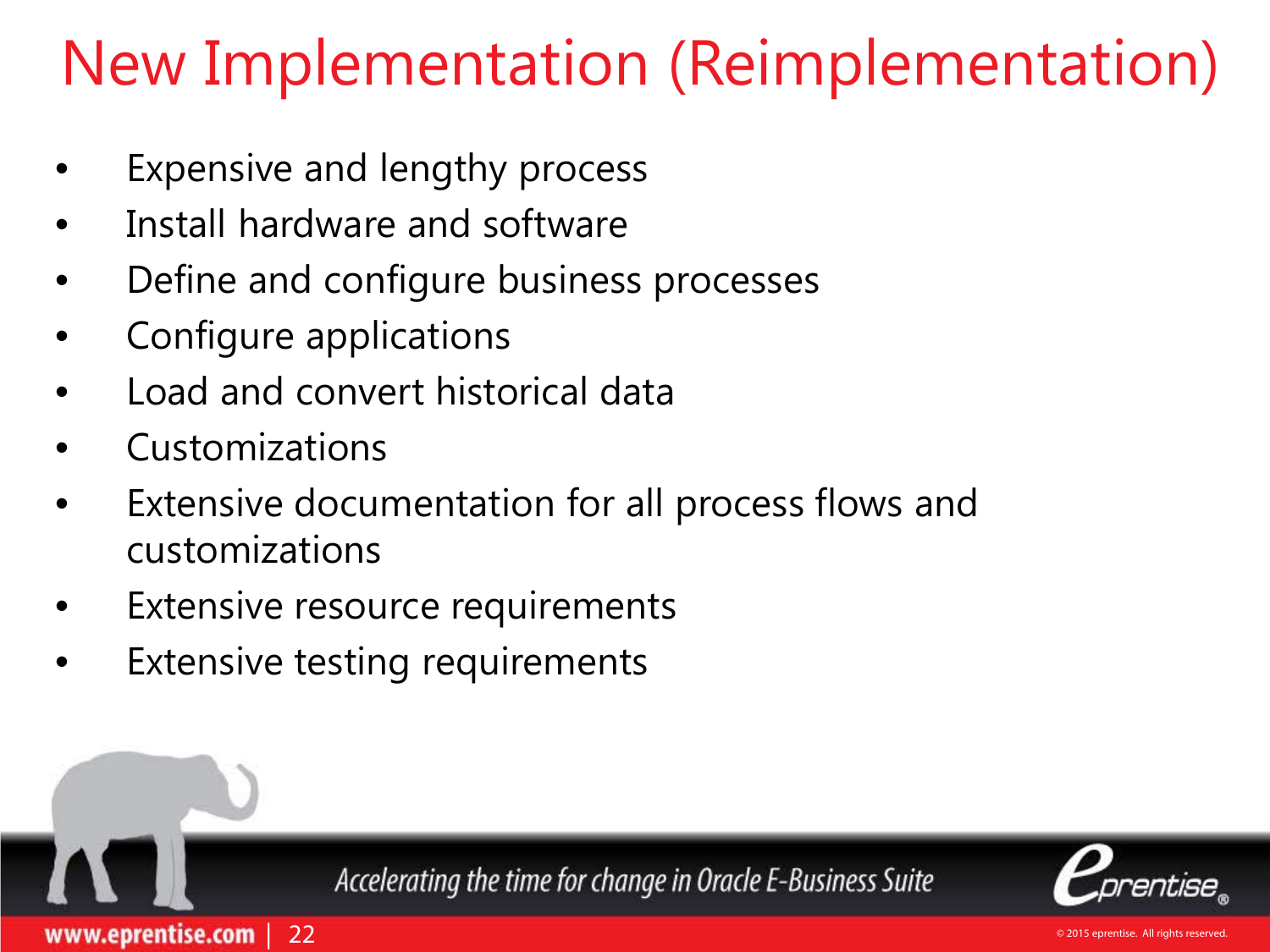# New Implementation (Reimplementation)

- Expensive and lengthy process
- Install hardware and software
- Define and configure business processes
- Configure applications
- Load and convert historical data
- Customizations
- Extensive documentation for all process flows and customizations
- Extensive resource requirements
- Extensive testing requirements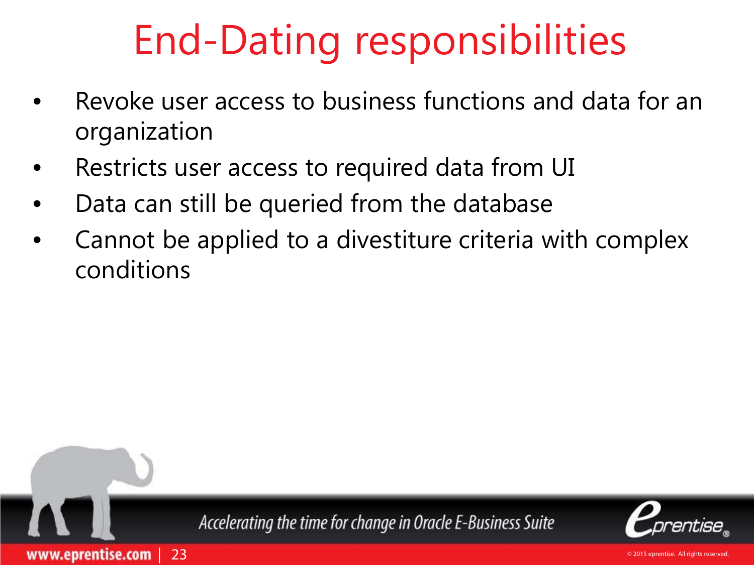# End-Dating responsibilities

- Revoke user access to business functions and data for an organization
- Restricts user access to required data from UI
- Data can still be queried from the database
- Cannot be applied to a divestiture criteria with complex conditions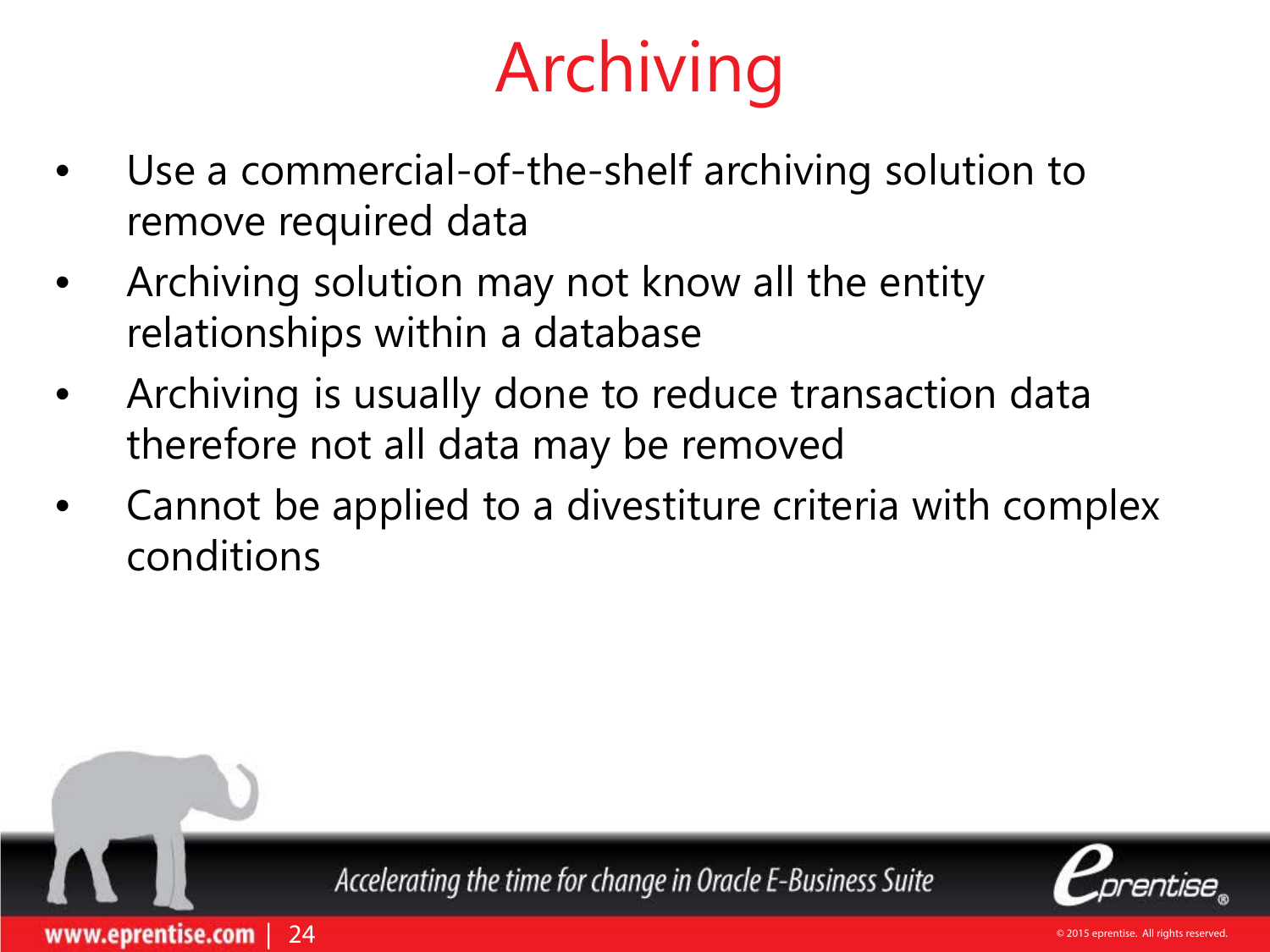# Archiving

- Use a commercial-of-the-shelf archiving solution to remove required data
- Archiving solution may not know all the entity relationships within a database
- Archiving is usually done to reduce transaction data therefore not all data may be removed
- Cannot be applied to a divestiture criteria with complex conditions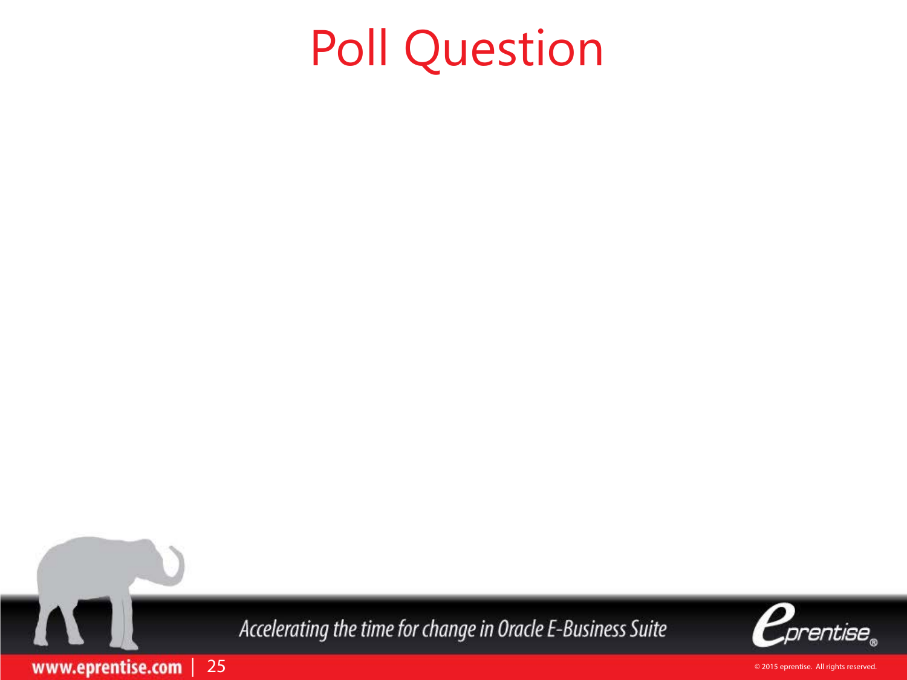# Poll Question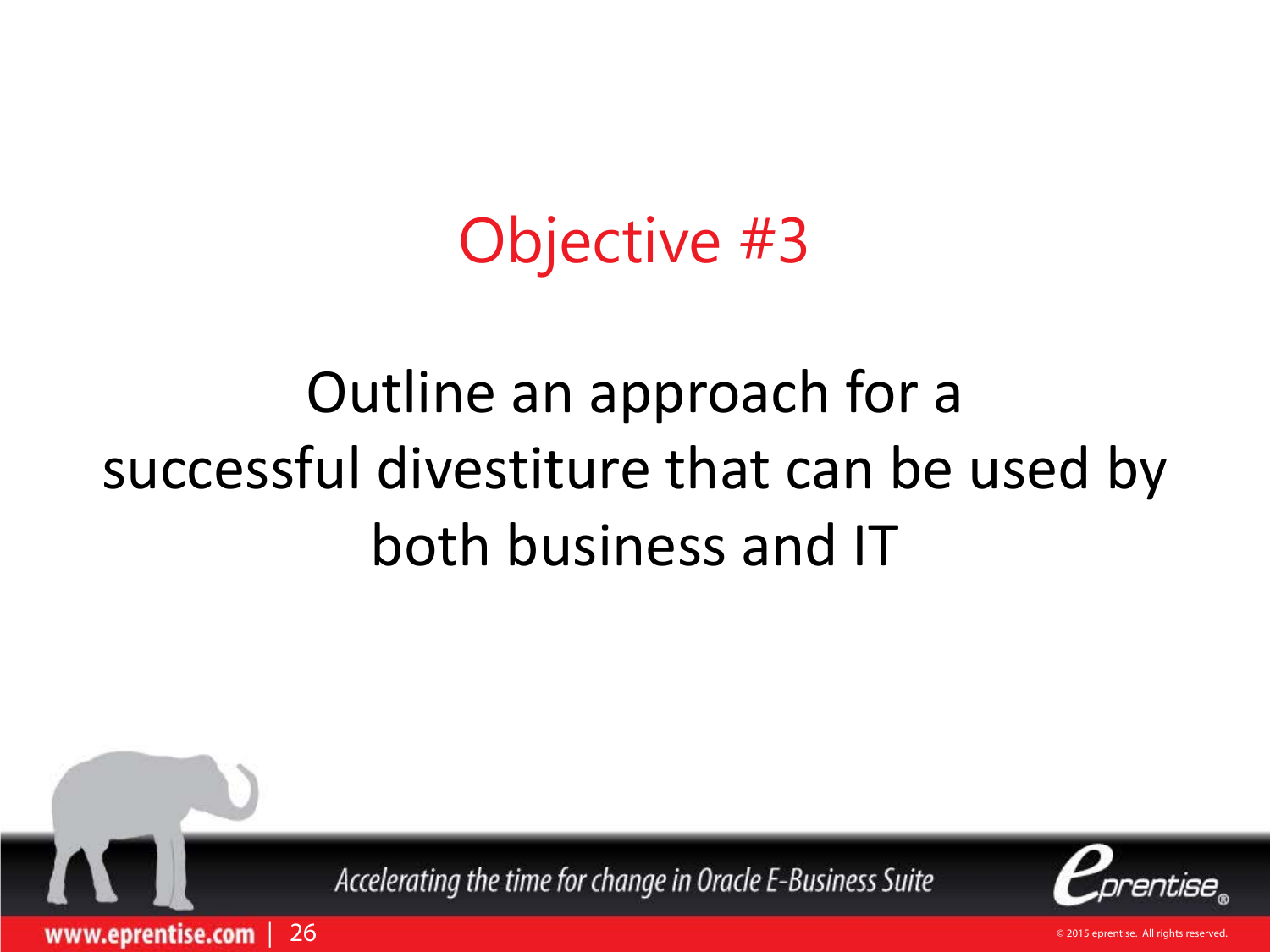# Objective #3

Outline an approach for a successful divestiture that can be used by both business and IT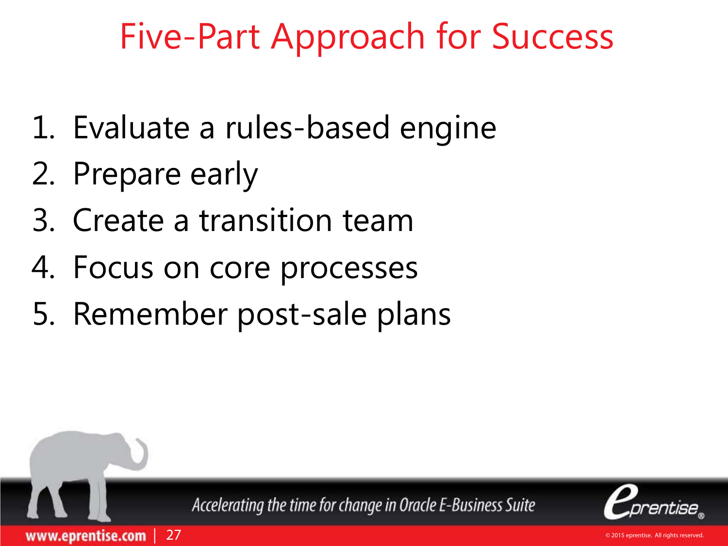# Five-Part Approach for Success

1. Evaluate a rules-based engine
2. Prepare early
3. Create a transition team
4. Focus on core processes
5. Remember post-sale plans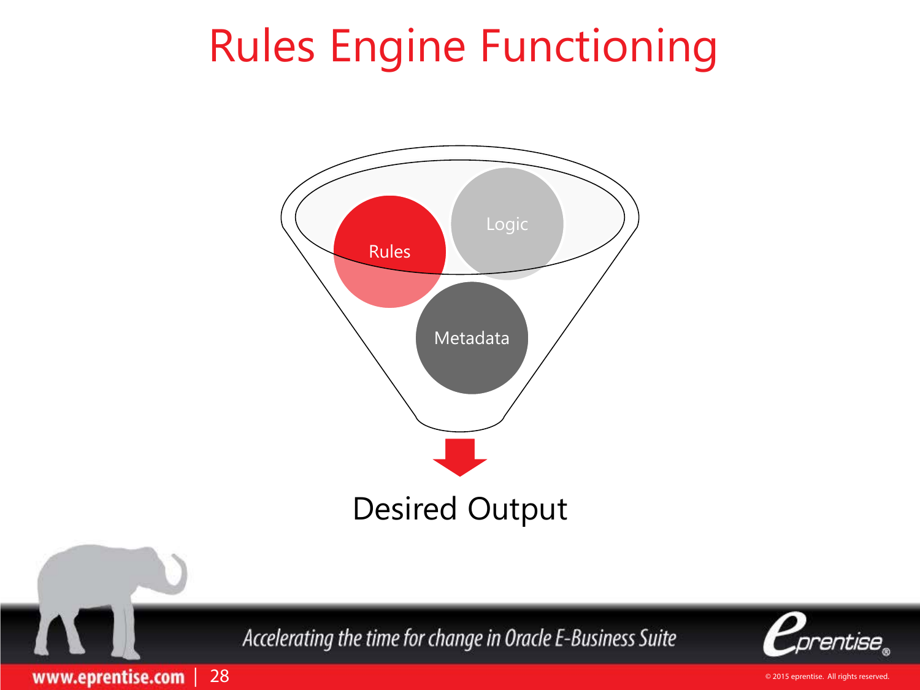# Rules Engine Functioning

Rules

Logic

Metadata

Desired Output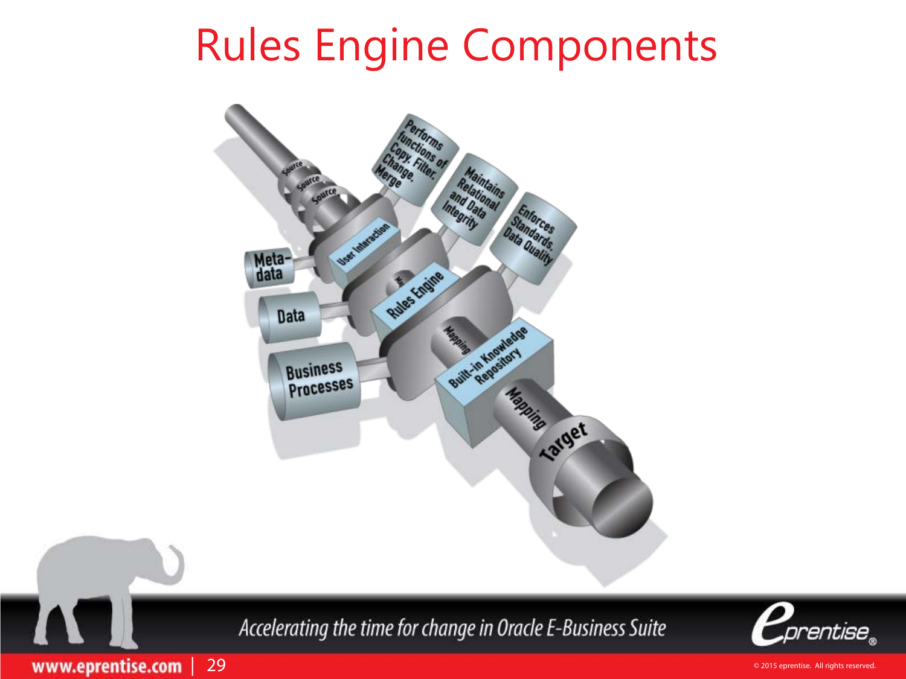# Rules Engine Components

Source
Source
Source

Performs functions of Copy, Filter, Change, Merge

Maintains Relational and Data Integrity

Enforces Standards, Data Quality

Meta-data

User Interaction

Data

Rules Engine

Business Processes

Mapping

Built-in Knowledge Repository

Mapping

Target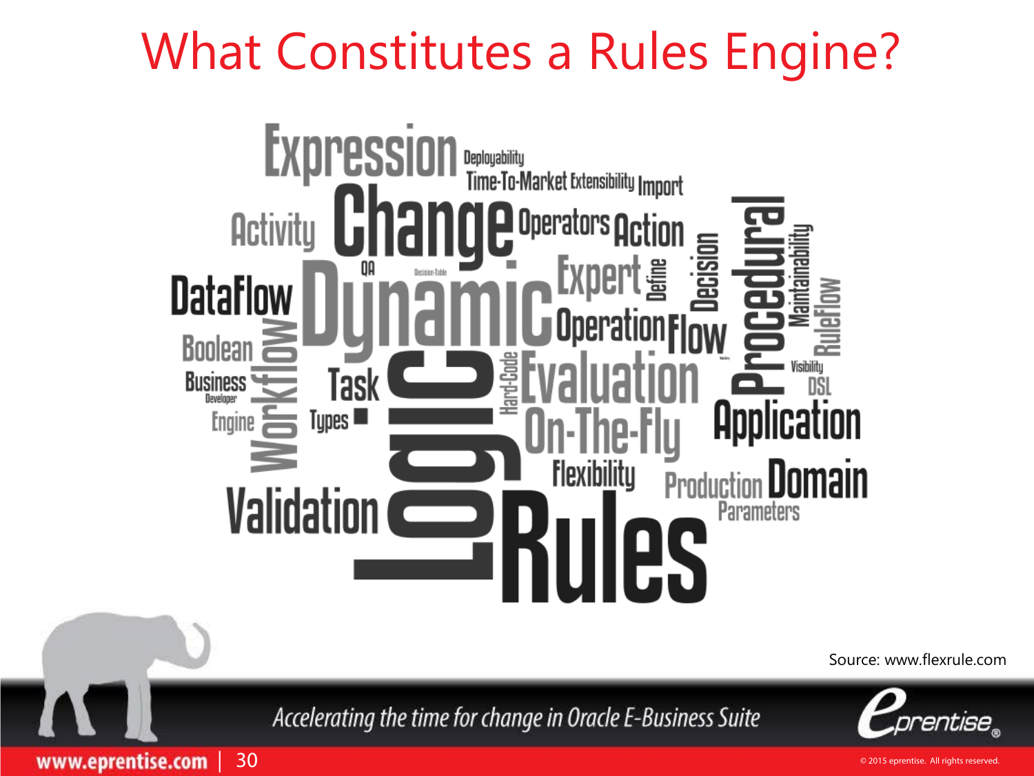# What Constitutes a Rules Engine?

Expression Deployability Time-To-Market Extensibility Import Activity Change Operators Action Procedural Maintainability QA Decision-Table Expert Define Decision RuleFlow DataFlow Dynamic Operation Flow Boolean Workflow Business Developer Task Hard-Code Evaluation Visibility DSL Engine Types Logic On-The-Fly Application Flexibility Production Domain Validation Rules Parameters

Source: www.flexrule.com

*Accelerating the time for change in Oracle E-Business Suite*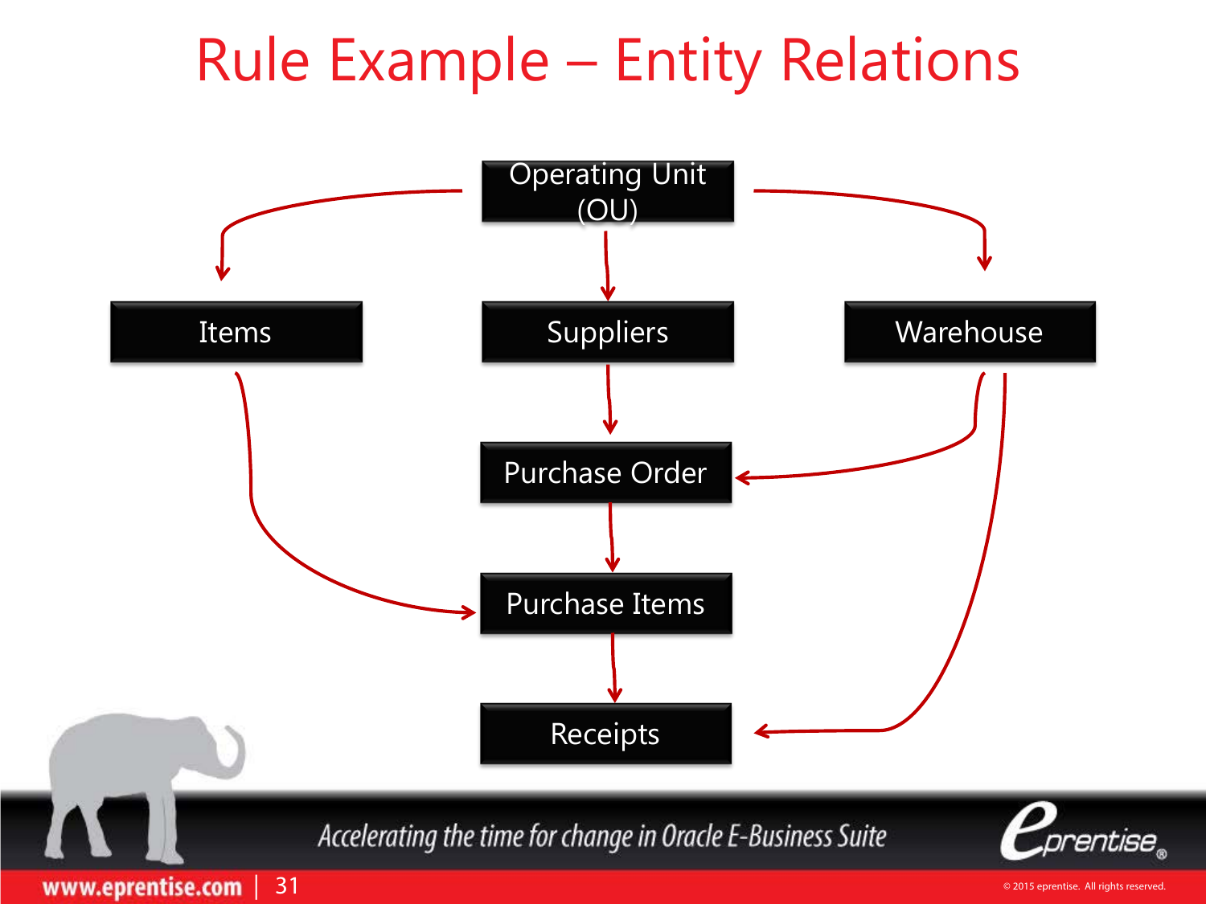# Rule Example – Entity Relations

- Operating Unit (OU) → Items
- Operating Unit (OU) → Suppliers
- Operating Unit (OU) → Warehouse
- Suppliers → Purchase Order
- Warehouse → Purchase Order
- Purchase Order → Purchase Items
- Items → Purchase Items
- Purchase Items → Receipts
- Warehouse → Receipts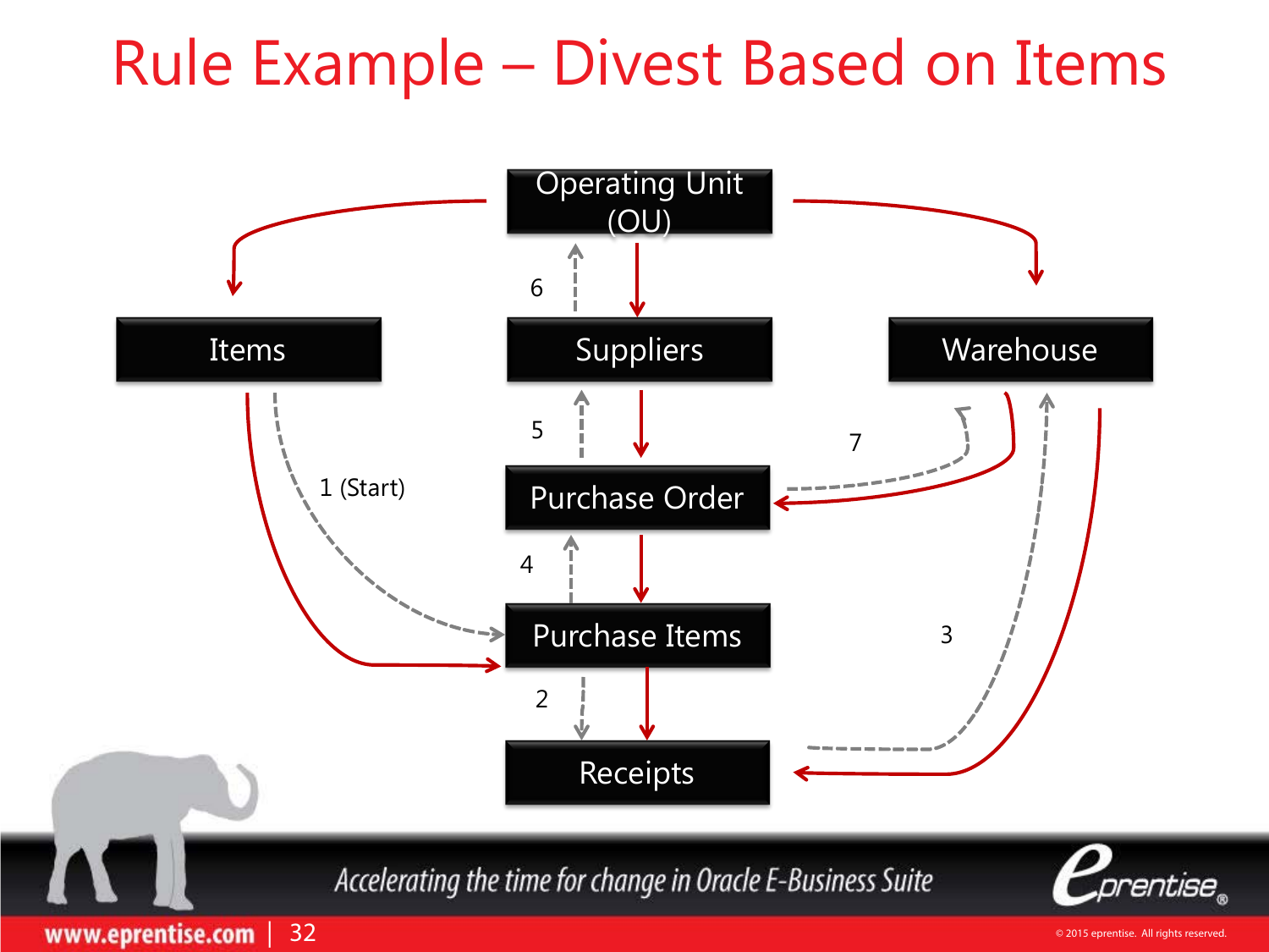# Rule Example – Divest Based on Items

Operating Unit (OU)

Items

Suppliers

Warehouse

Purchase Order

Purchase Items

Receipts

1 (Start)

2

3

4

5

6

7

Accelerating the time for change in Oracle E-Business Suite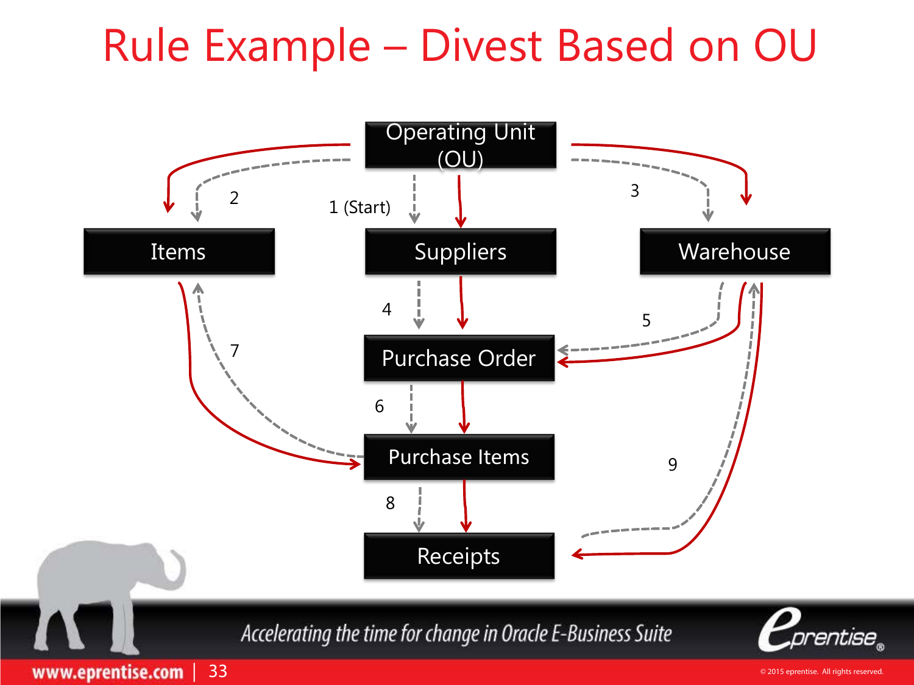# Rule Example – Divest Based on OU

Operating Unit (OU)

1 (Start)

2

3

Items

Suppliers

Warehouse

4

5

Purchase Order

6

7

Purchase Items

8

9

Receipts

*Accelerating the time for change in Oracle E-Business Suite*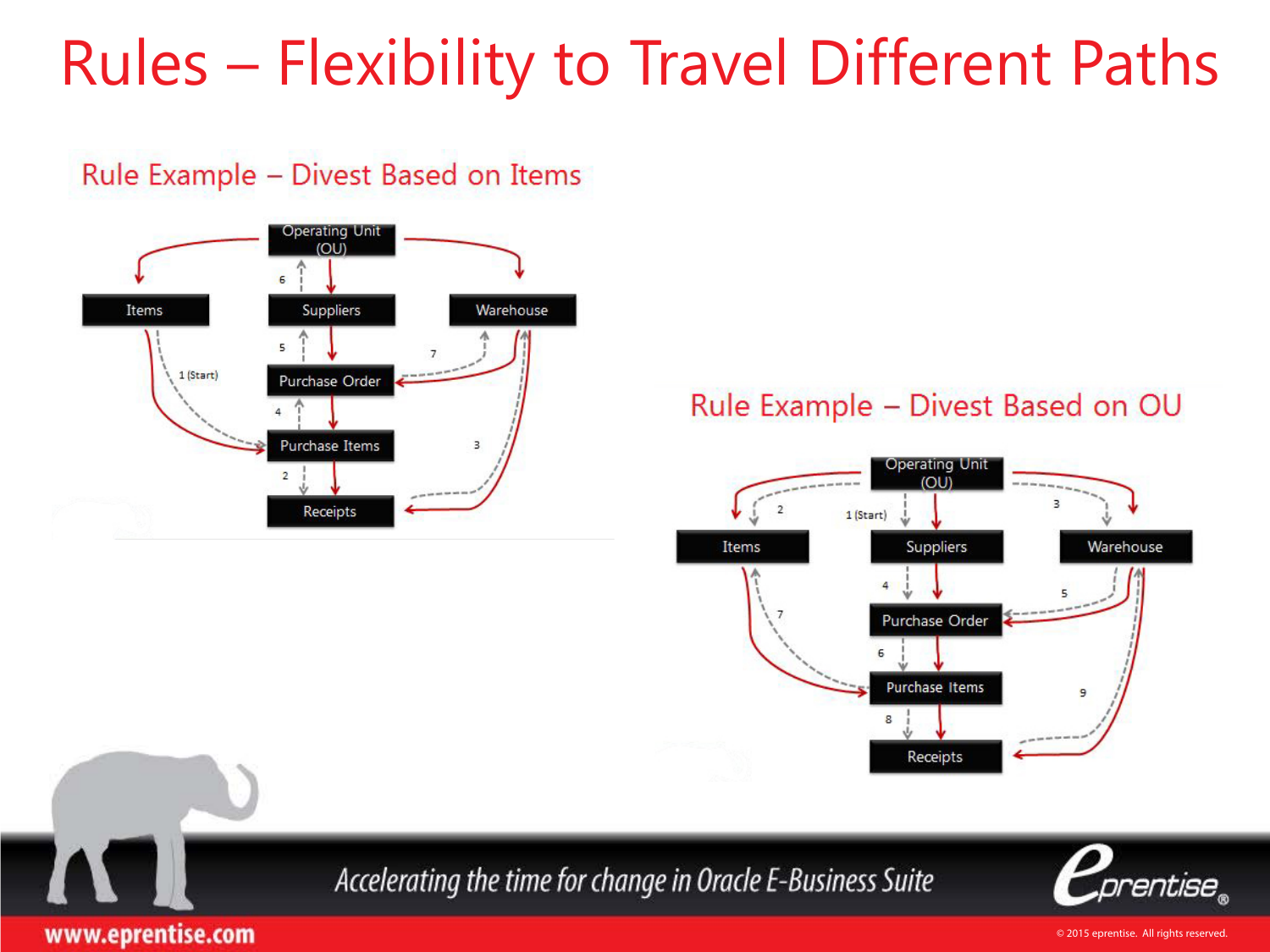# Rules – Flexibility to Travel Different Paths

## Rule Example – Divest Based on Items

Operating Unit (OU)

Items

Suppliers

Warehouse

Purchase Order

Purchase Items

Receipts

1 (Start)

2

3

4

5

6

7

## Rule Example – Divest Based on OU

Operating Unit (OU)

Items

Suppliers

Warehouse

Purchase Order

Purchase Items

Receipts

1 (Start)

2

3

4

5

6

7

8

9

*Accelerating the time for change in Oracle E-Business Suite*

www.eprentise.com

© 2015 eprentise. All rights reserved.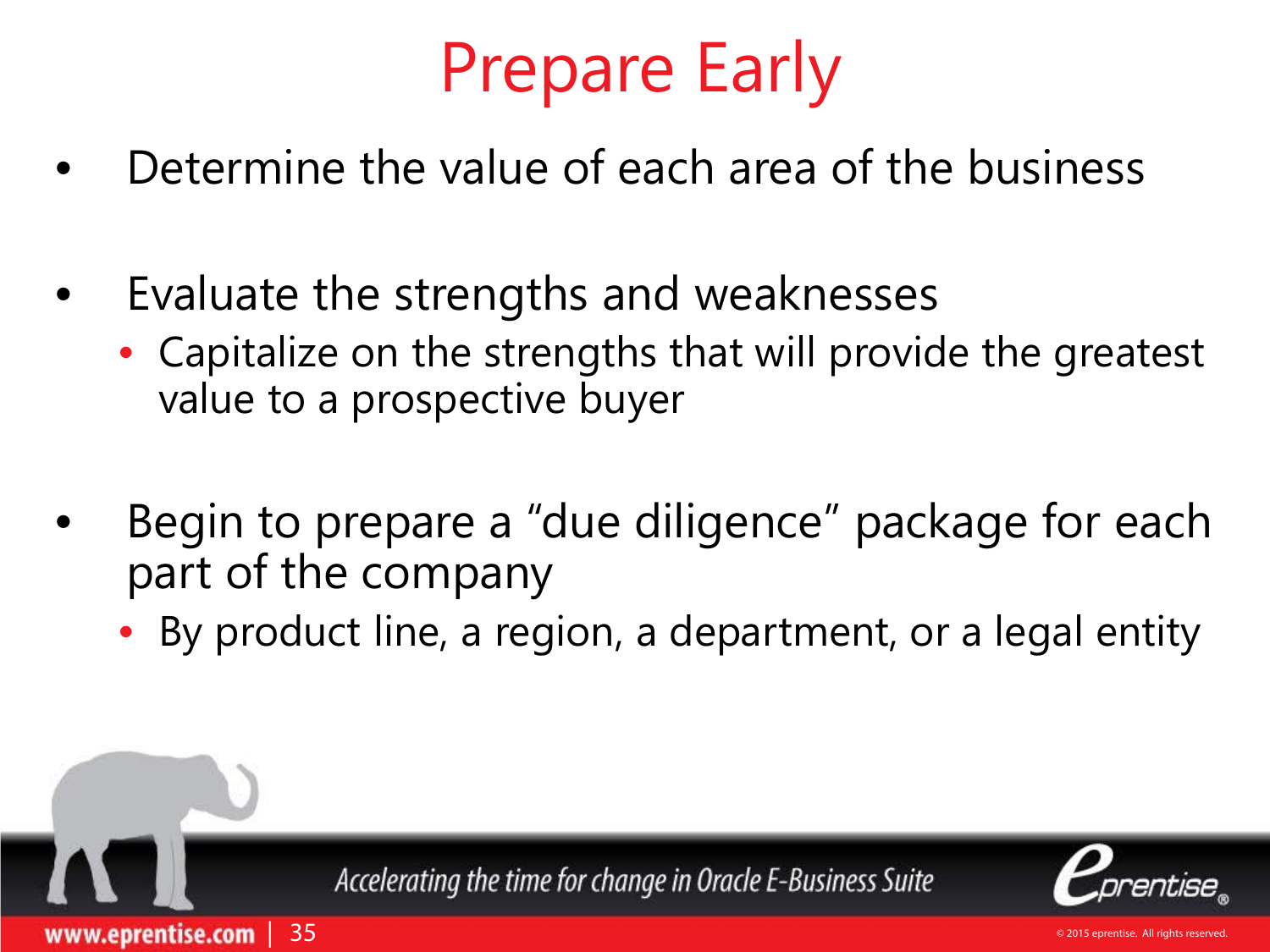# Prepare Early

- Determine the value of each area of the business
- Evaluate the strengths and weaknesses
  - Capitalize on the strengths that will provide the greatest value to a prospective buyer
- Begin to prepare a "due diligence" package for each part of the company
  - By product line, a region, a department, or a legal entity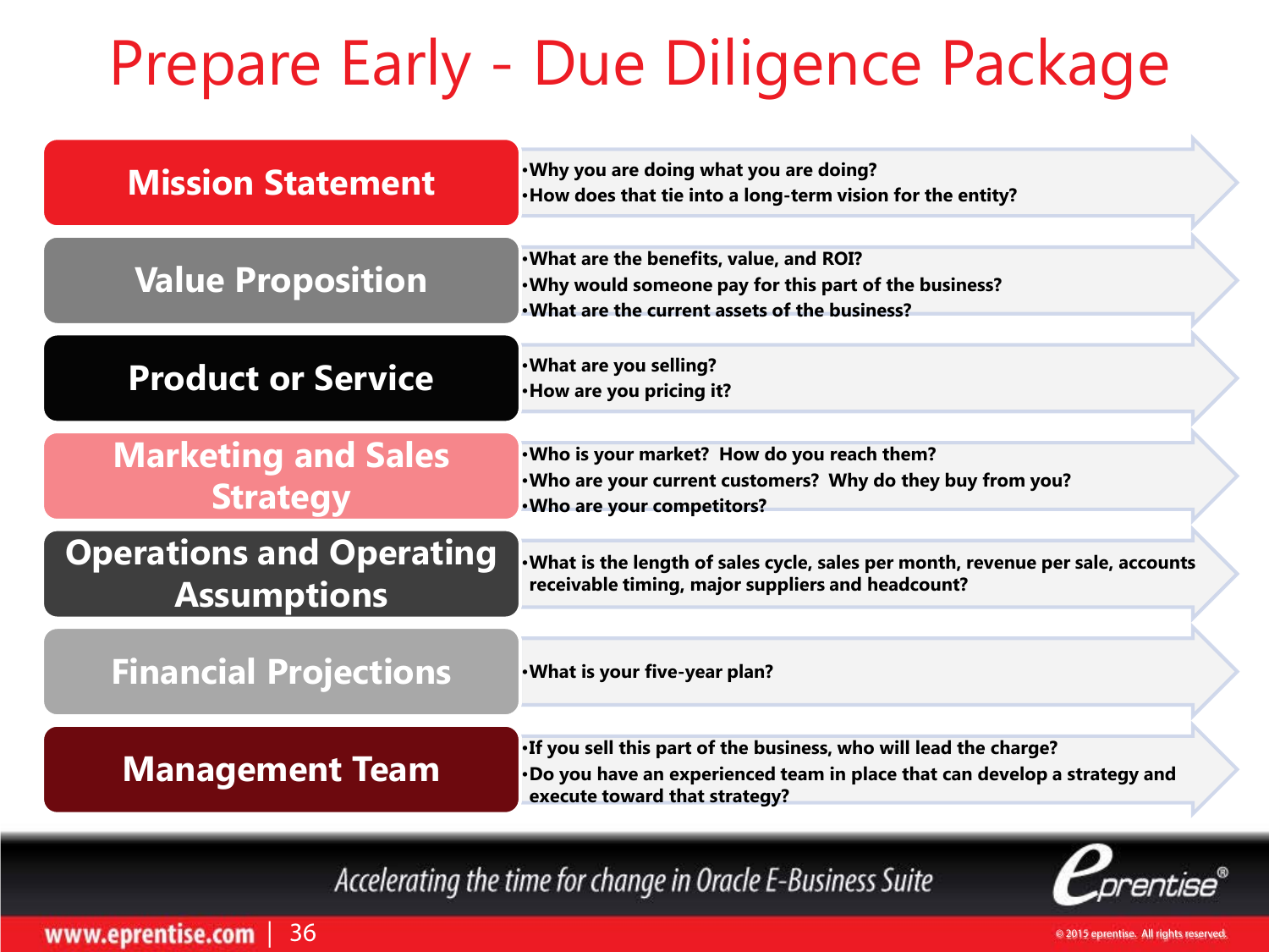# Prepare Early - Due Diligence Package

## Mission Statement

- Why you are doing what you are doing?
- How does that tie into a long-term vision for the entity?

## Value Proposition

- What are the benefits, value, and ROI?
- Why would someone pay for this part of the business?
- What are the current assets of the business?

## Product or Service

- What are you selling?
- How are you pricing it?

## Marketing and Sales Strategy

- Who is your market? How do you reach them?
- Who are your current customers? Why do they buy from you?
- Who are your competitors?

## Operations and Operating Assumptions

- What is the length of sales cycle, sales per month, revenue per sale, accounts receivable timing, major suppliers and headcount?

## Financial Projections

- What is your five-year plan?

## Management Team

- If you sell this part of the business, who will lead the charge?
- Do you have an experienced team in place that can develop a strategy and execute toward that strategy?

*Accelerating the time for change in Oracle E-Business Suite*

eprentise®

www.eprentise.com

© 2015 eprentise. All rights reserved.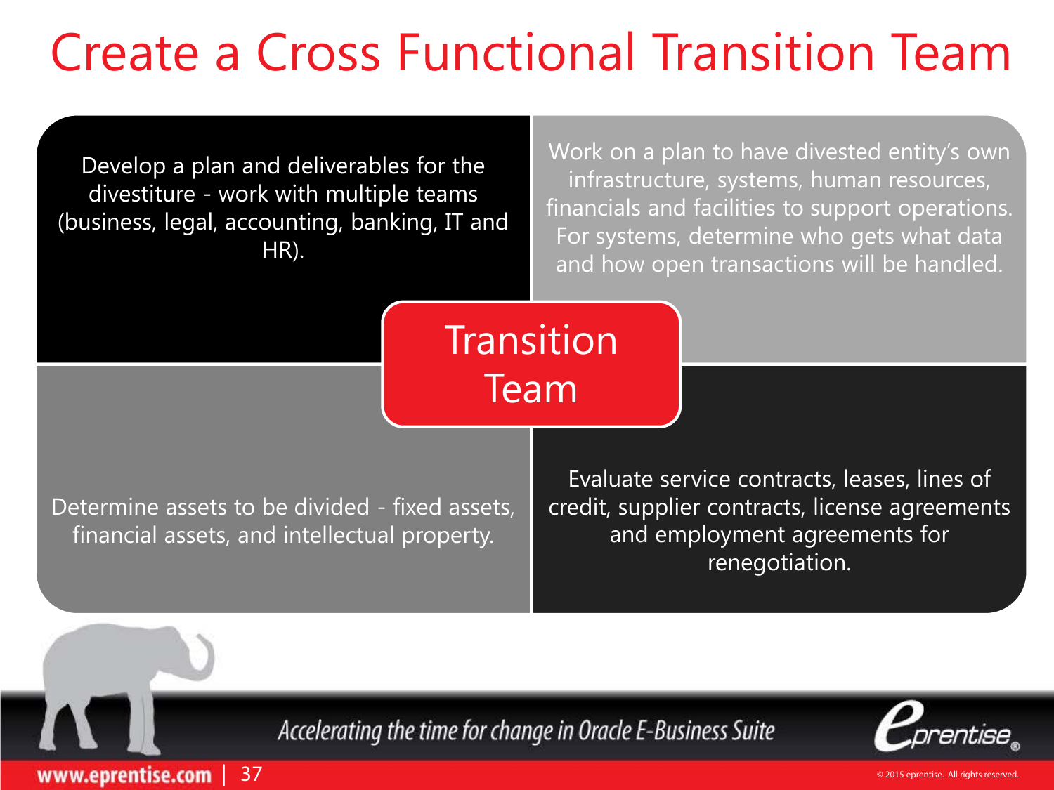# Create a Cross Functional Transition Team

**Transition Team**

- Develop a plan and deliverables for the divestiture - work with multiple teams (business, legal, accounting, banking, IT and HR).
- Work on a plan to have divested entity's own infrastructure, systems, human resources, financials and facilities to support operations. For systems, determine who gets what data and how open transactions will be handled.
- Determine assets to be divided - fixed assets, financial assets, and intellectual property.
- Evaluate service contracts, leases, lines of credit, supplier contracts, license agreements and employment agreements for renegotiation.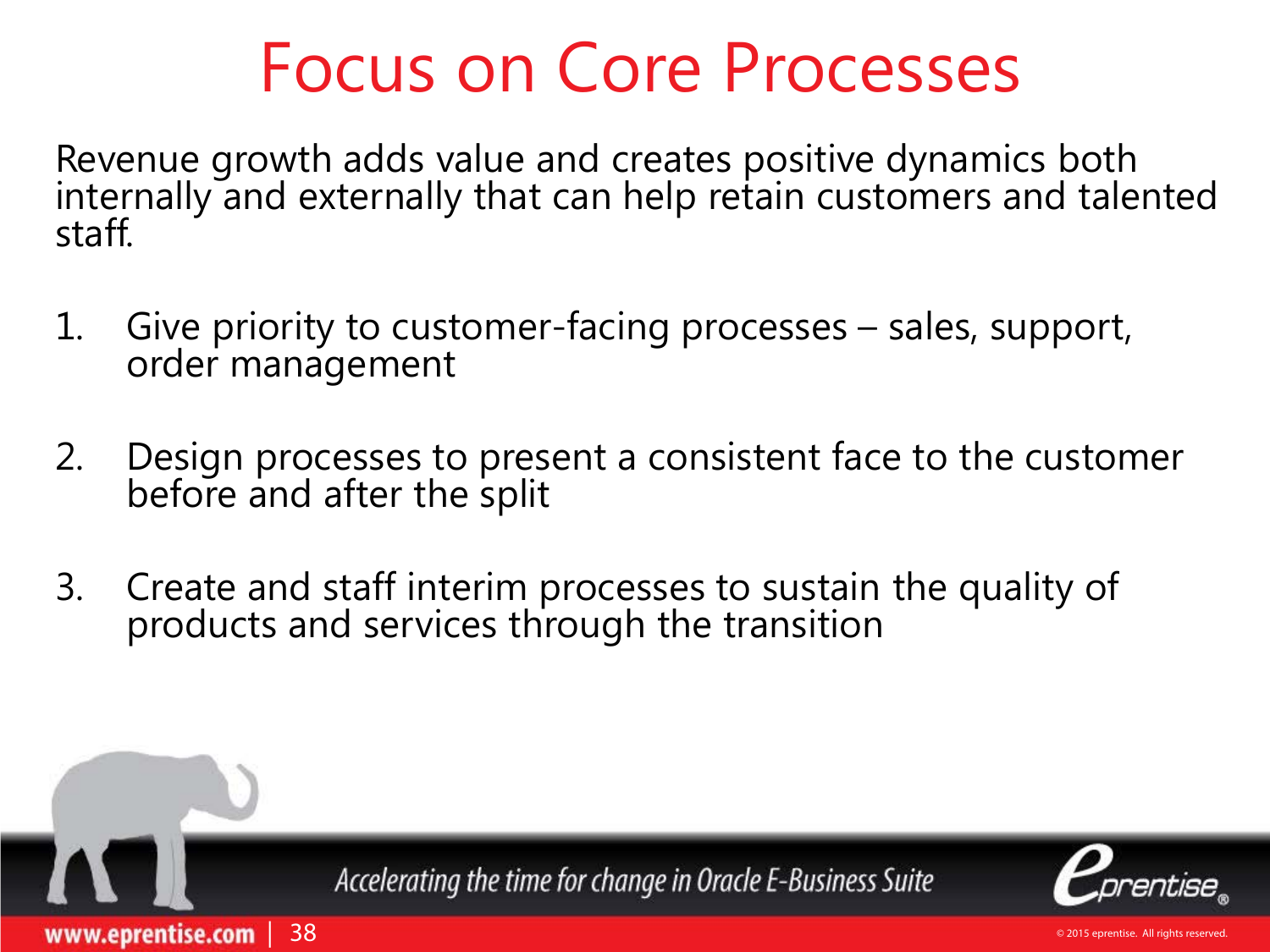# Focus on Core Processes

Revenue growth adds value and creates positive dynamics both internally and externally that can help retain customers and talented staff.

1. Give priority to customer-facing processes – sales, support, order management
2. Design processes to present a consistent face to the customer before and after the split
3. Create and staff interim processes to sustain the quality of products and services through the transition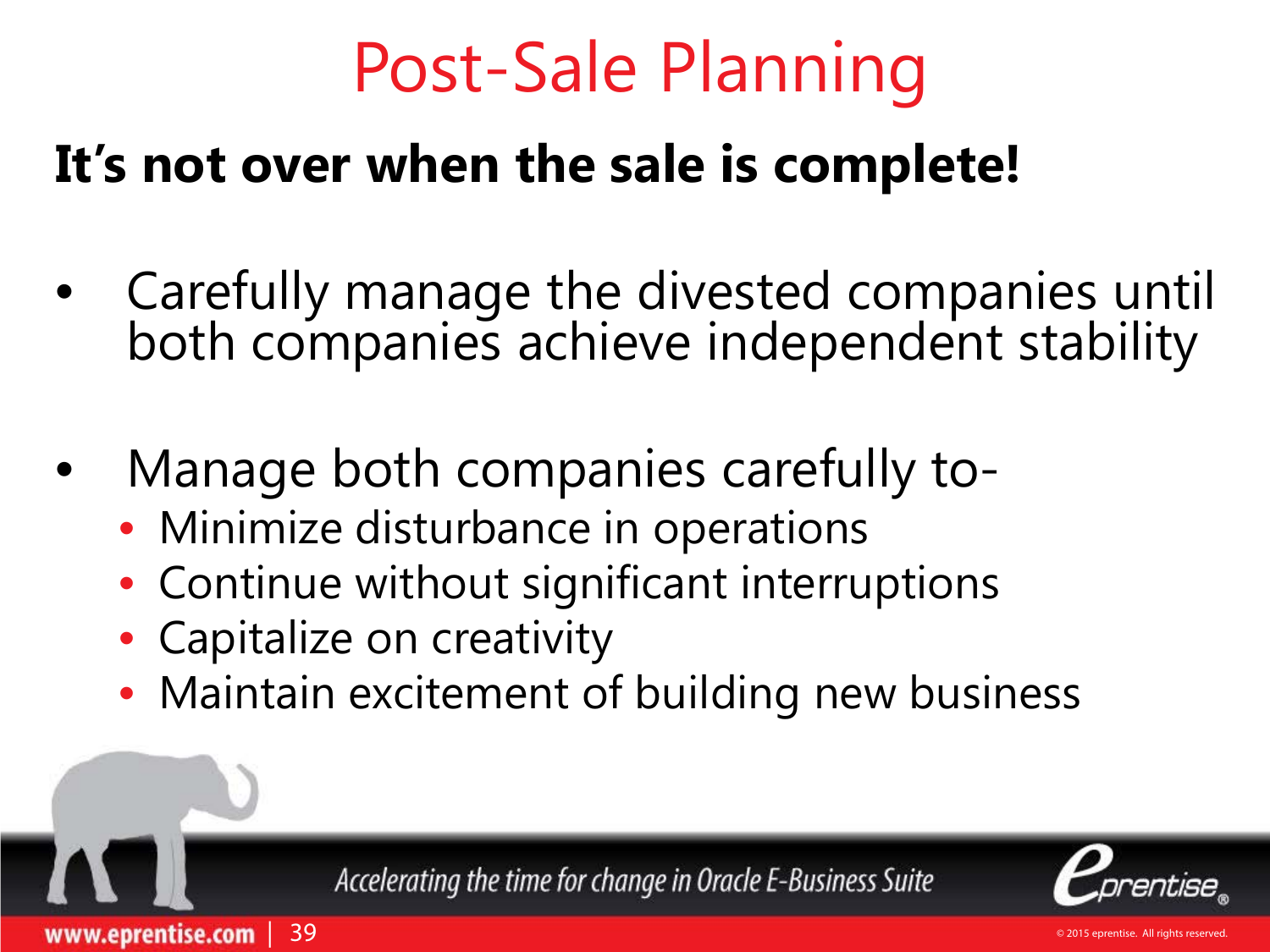# Post-Sale Planning

**It's not over when the sale is complete!**

- Carefully manage the divested companies until both companies achieve independent stability
- Manage both companies carefully to-
  - Minimize disturbance in operations
  - Continue without significant interruptions
  - Capitalize on creativity
  - Maintain excitement of building new business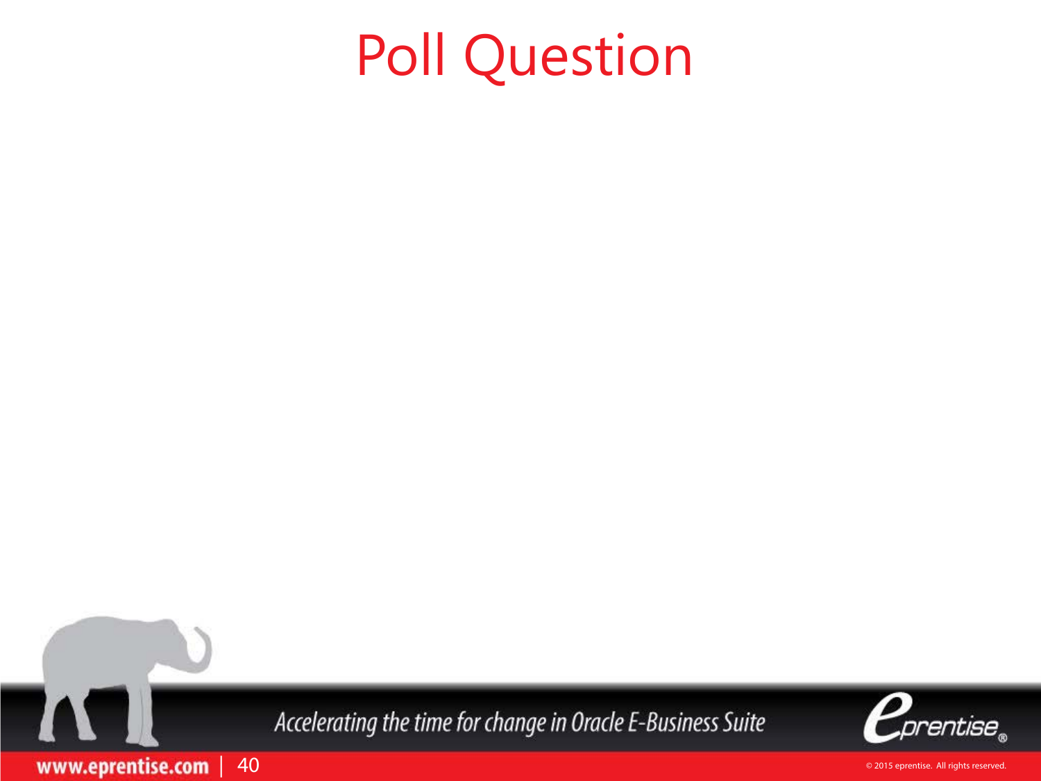# Poll Question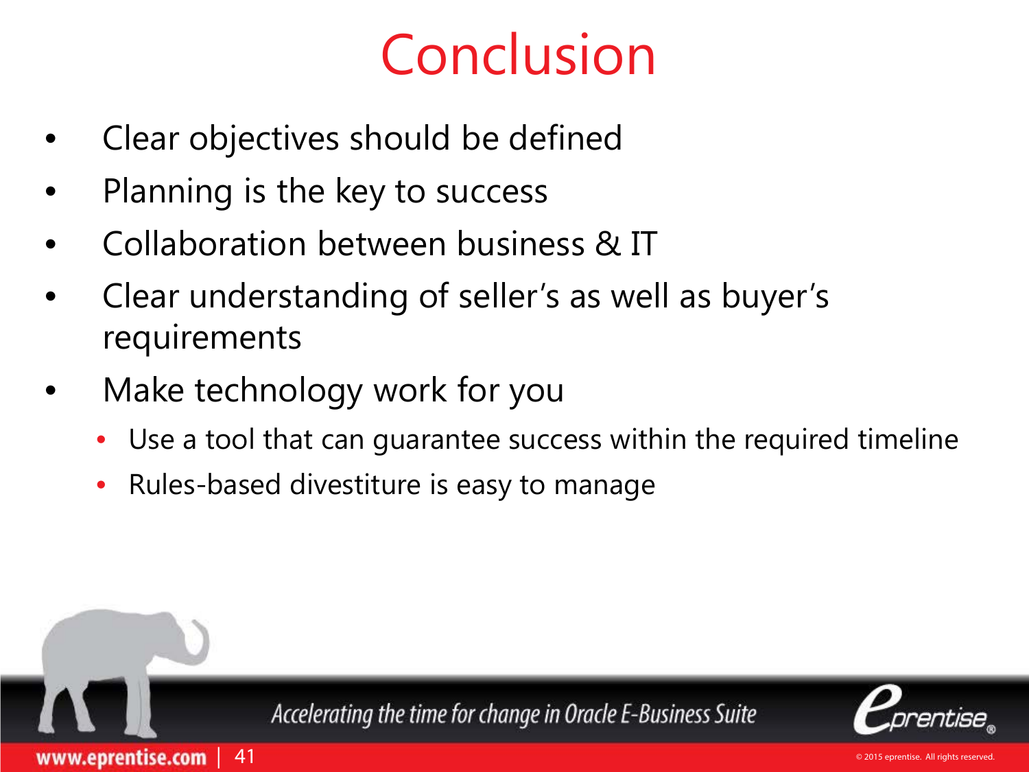# Conclusion

- Clear objectives should be defined
- Planning is the key to success
- Collaboration between business & IT
- Clear understanding of seller's as well as buyer's requirements
- Make technology work for you
  - Use a tool that can guarantee success within the required timeline
  - Rules-based divestiture is easy to manage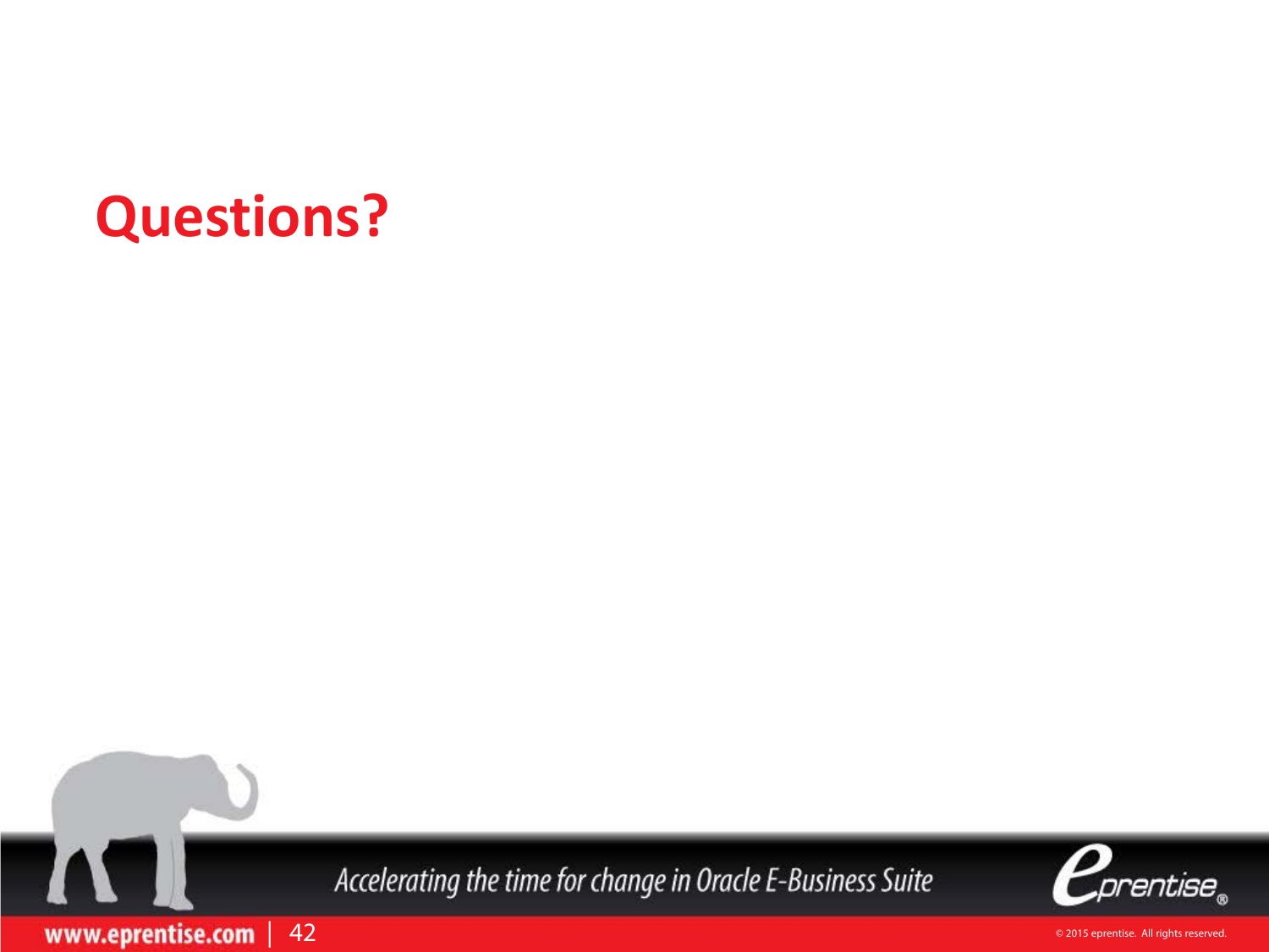# Questions?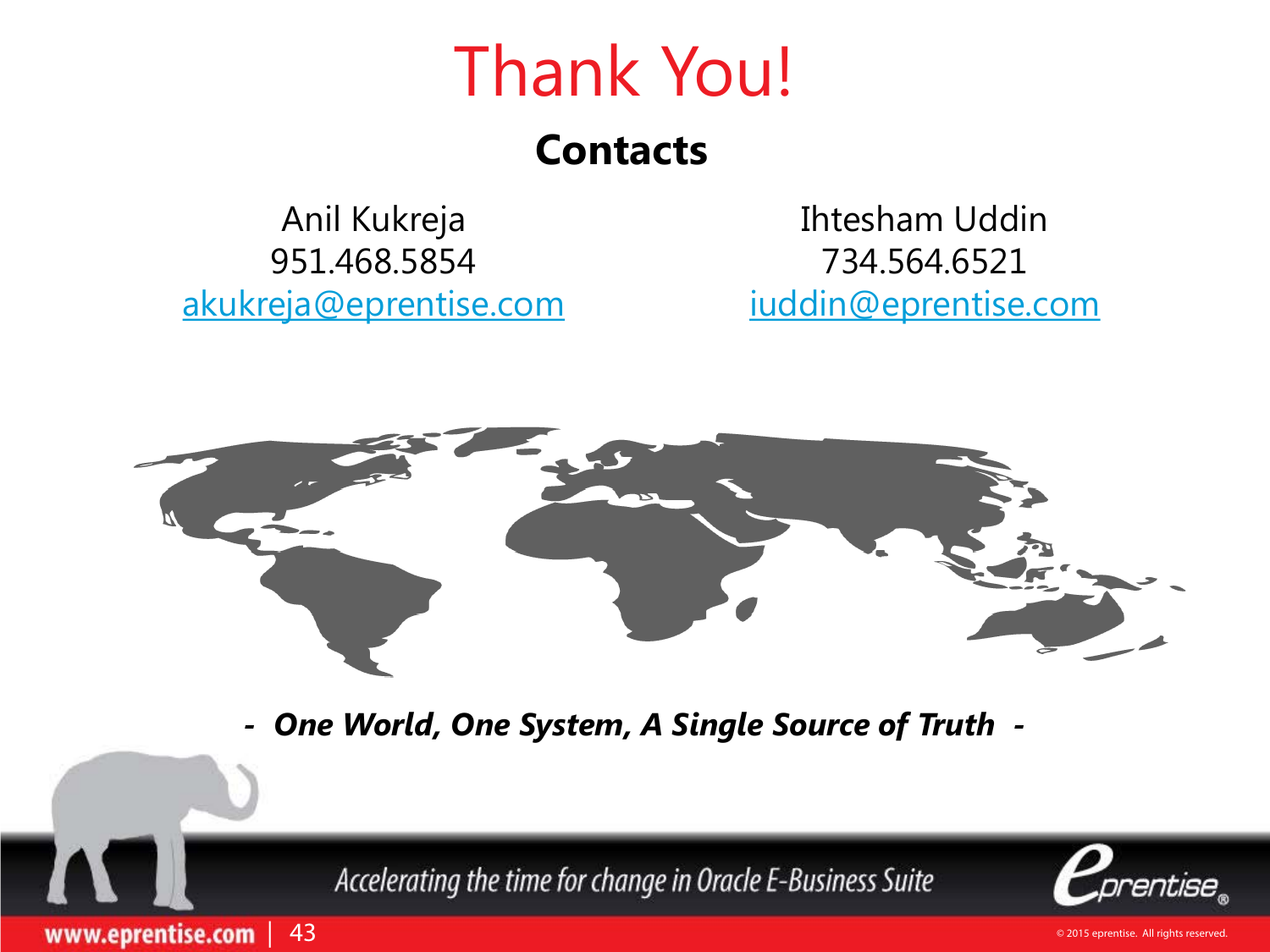# Thank You!

## Contacts

Anil Kukreja
951.468.5854
akukreja@eprentise.com

Ihtesham Uddin
734.564.6521
iuddin@eprentise.com

*- One World, One System, A Single Source of Truth -*

Accelerating the time for change in Oracle E-Business Suite